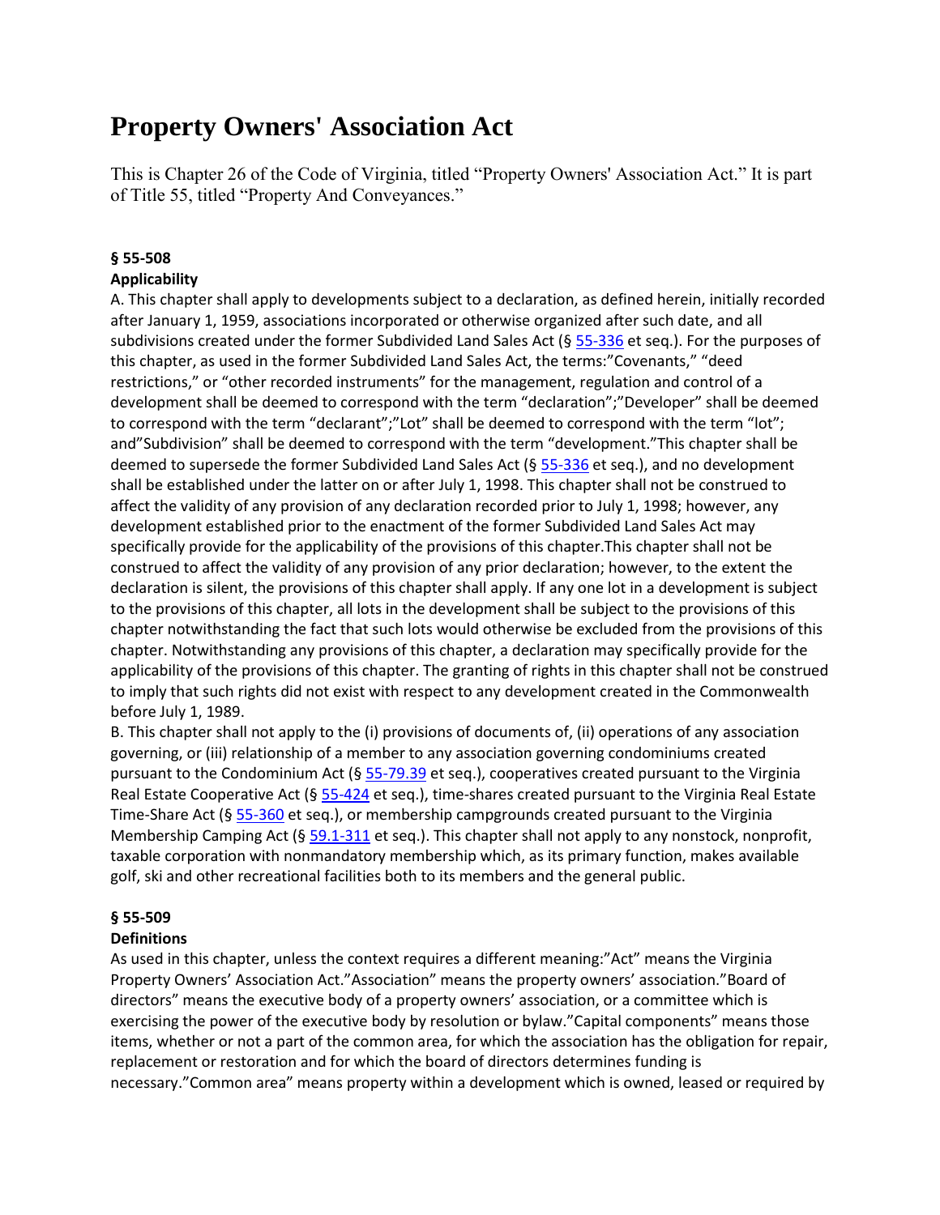# Property Owners' Association Act

This is Chapter 26 of the Code of Virginia, titled "Property Owners' Association Act." It is part of Title 55, titled "Property And Conveyances."

**§ 55-508**

**Applicability**

A. This chapter shall apply to developments subject to a declaration, as defined herein, initially recorded after January 1, 1959, associations incorporated or otherwise organized after such date, and all subdivisions created under the former Subdivided Land Sales Act (§ 55-336 et seq.). For the purposes of this chapter, as used in the former Subdivided Land Sales Act, the terms:"Covenants," "deed restrictions," or "other recorded instruments" for the management, regulation and control of a development shall be deemed to correspond with the term "declaration";"Developer" shall be deemed to correspond with the term "declarant";"Lot" shall be deemed to correspond with the term "lot"; and"Subdivision" shall be deemed to correspond with the term "development."This chapter shall be deemed to supersede the former Subdivided Land Sales Act (§ 55-336 et seq.), and no development shall be established under the latter on or after July 1, 1998. This chapter shall not be construed to affect the validity of any provision of any declaration recorded prior to July 1, 1998; however, any development established prior to the enactment of the former Subdivided Land Sales Act may specifically provide for the applicability of the provisions of this chapter.This chapter shall not be construed to affect the validity of any provision of any prior declaration; however, to the extent the declaration is silent, the provisions of this chapter shall apply. If any one lot in a development is subject to the provisions of this chapter, all lots in the development shall be subject to the provisions of this chapter notwithstanding the fact that such lots would otherwise be excluded from the provisions of this chapter. Notwithstanding any provisions of this chapter, a declaration may specifically provide for the applicability of the provisions of this chapter. The granting of rights in this chapter shall not be construed to imply that such rights did not exist with respect to any development created in the Commonwealth before July 1, 1989.

B. This chapter shall not apply to the (i) provisions of documents of, (ii) operations of any association governing, or (iii) relationship of a member to any association governing condominiums created pursuant to the Condominium Act (§ 55-79.39 et seq.), cooperatives created pursuant to the Virginia Real Estate Cooperative Act (§ 55-424 et seq.), time-shares created pursuant to the Virginia Real Estate Time-Share Act (§ 55-360 et seq.), or membership campgrounds created pursuant to the Virginia Membership Camping Act (§ 59.1-311 et seq.). This chapter shall not apply to any nonstock, nonprofit, taxable corporation with nonmandatory membership which, as its primary function, makes available golf, ski and other recreational facilities both to its members and the general public.

**§ 55-509**

**Definitions**

As used in this chapter, unless the context requires a different meaning:"Act" means the Virginia Property Owners' Association Act."Association" means the property owners' association."Board of directors" means the executive body of a property owners' association, or a committee which is exercising the power of the executive body by resolution or bylaw."Capital components" means those items, whether or not a part of the common area, for which the association has the obligation for repair, replacement or restoration and for which the board of directors determines funding is necessary."Common area" means property within a development which is owned, leased or required by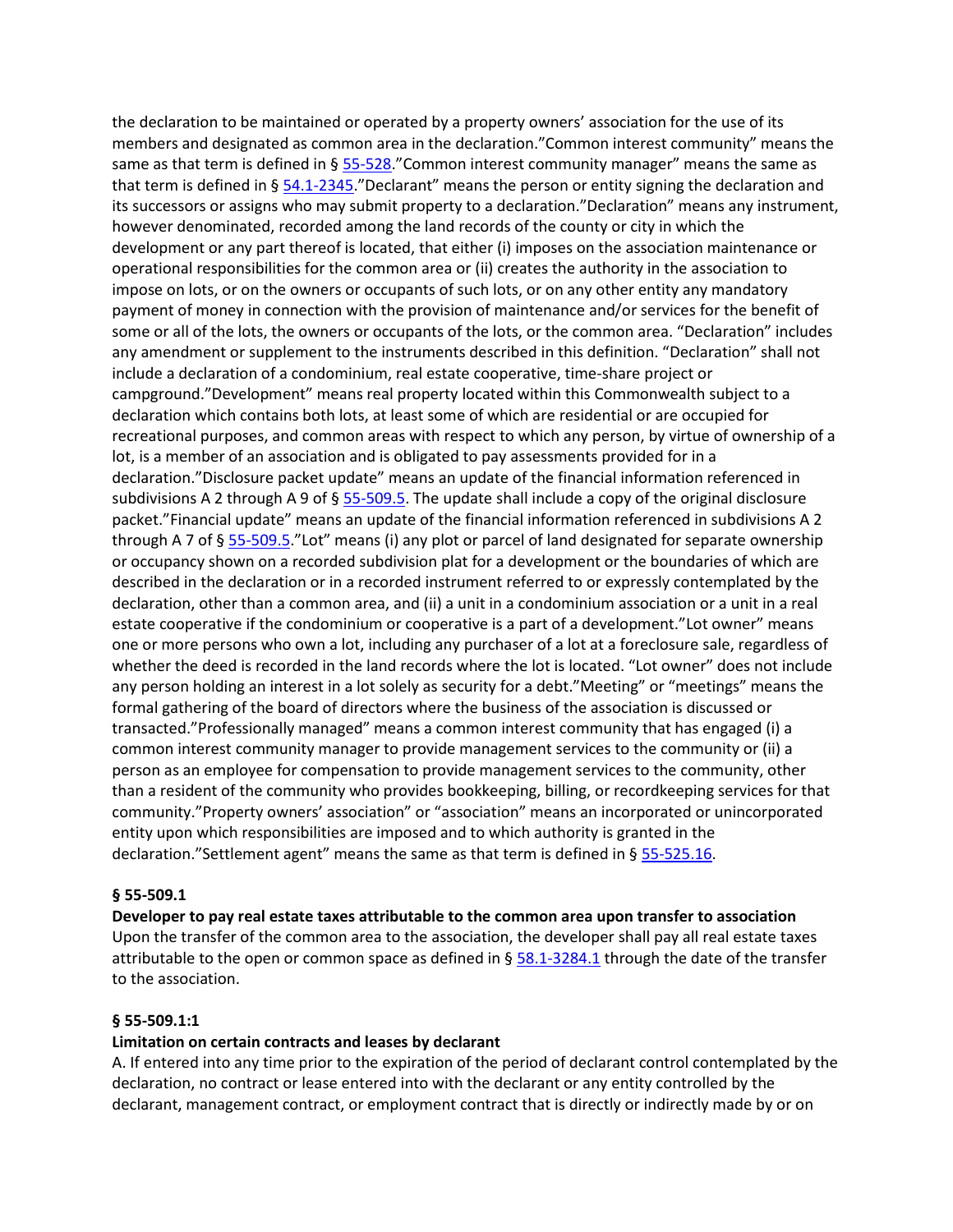the declaration to be maintained or operated by a property owners' association for the use of its members and designated as common area in the declaration."Common interest community" means the same as that term is defined in § 55-528."Common interest community manager" means the same as that term is defined in § 54.1-2345."Declarant" means the person or entity signing the declaration and its successors or assigns who may submit property to a declaration."Declaration" means any instrument, however denominated, recorded among the land records of the county or city in which the development or any part thereof is located, that either (i) imposes on the association maintenance or operational responsibilities for the common area or (ii) creates the authority in the association to impose on lots, or on the owners or occupants of such lots, or on any other entity any mandatory payment of money in connection with the provision of maintenance and/or services for the benefit of some or all of the lots, the owners or occupants of the lots, or the common area. "Declaration" includes any amendment or supplement to the instruments described in this definition. "Declaration" shall not include a declaration of a condominium, real estate cooperative, time-share project or campground."Development" means real property located within this Commonwealth subject to a declaration which contains both lots, at least some of which are residential or are occupied for recreational purposes, and common areas with respect to which any person, by virtue of ownership of a lot, is a member of an association and is obligated to pay assessments provided for in a declaration."Disclosure packet update" means an update of the financial information referenced in subdivisions A 2 through A 9 of § 55-509.5. The update shall include a copy of the original disclosure packet."Financial update" means an update of the financial information referenced in subdivisions A 2 through A 7 of § 55-509.5."Lot" means (i) any plot or parcel of land designated for separate ownership or occupancy shown on a recorded subdivision plat for a development or the boundaries of which are described in the declaration or in a recorded instrument referred to or expressly contemplated by the declaration, other than a common area, and (ii) a unit in a condominium association or a unit in a real estate cooperative if the condominium or cooperative is a part of a development."Lot owner" means one or more persons who own a lot, including any purchaser of a lot at a foreclosure sale, regardless of whether the deed is recorded in the land records where the lot is located. "Lot owner" does not include any person holding an interest in a lot solely as security for a debt."Meeting" or "meetings" means the formal gathering of the board of directors where the business of the association is discussed or transacted."Professionally managed" means a common interest community that has engaged (i) a common interest community manager to provide management services to the community or (ii) a person as an employee for compensation to provide management services to the community, other than a resident of the community who provides bookkeeping, billing, or recordkeeping services for that community."Property owners' association" or "association" means an incorporated or unincorporated entity upon which responsibilities are imposed and to which authority is granted in the declaration."Settlement agent" means the same as that term is defined in § 55-525.16.

**§ 55-509.1**

**Developer to pay real estate taxes attributable to the common area upon transfer to association**

Upon the transfer of the common area to the association, the developer shall pay all real estate taxes attributable to the open or common space as defined in § 58.1-3284.1 through the date of the transfer to the association.

**§ 55-509.1:1**

**Limitation on certain contracts and leases by declarant**

A. If entered into any time prior to the expiration of the period of declarant control contemplated by the declaration, no contract or lease entered into with the declarant or any entity controlled by the declarant, management contract, or employment contract that is directly or indirectly made by or on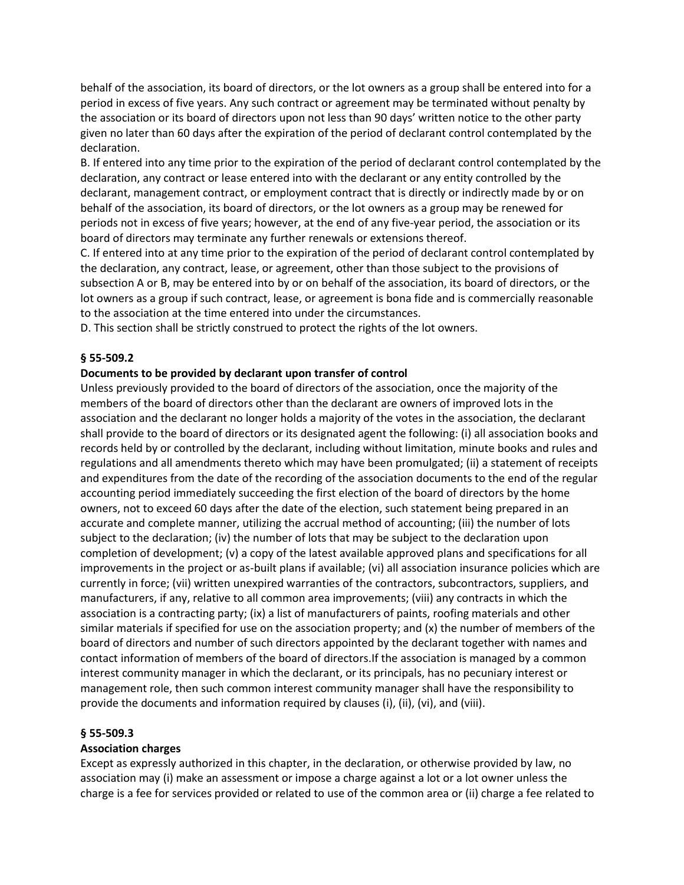behalf of the association, its board of directors, or the lot owners as a group shall be entered into for a period in excess of five years. Any such contract or agreement may be terminated without penalty by the association or its board of directors upon not less than 90 days' written notice to the other party given no later than 60 days after the expiration of the period of declarant control contemplated by the declaration.

B. If entered into any time prior to the expiration of the period of declarant control contemplated by the declaration, any contract or lease entered into with the declarant or any entity controlled by the declarant, management contract, or employment contract that is directly or indirectly made by or on behalf of the association, its board of directors, or the lot owners as a group may be renewed for periods not in excess of five years; however, at the end of any five-year period, the association or its board of directors may terminate any further renewals or extensions thereof.

C. If entered into at any time prior to the expiration of the period of declarant control contemplated by the declaration, any contract, lease, or agreement, other than those subject to the provisions of subsection A or B, may be entered into by or on behalf of the association, its board of directors, or the lot owners as a group if such contract, lease, or agreement is bona fide and is commercially reasonable to the association at the time entered into under the circumstances.

D. This section shall be strictly construed to protect the rights of the lot owners.

**§ 55-509.2**

**Documents to be provided by declarant upon transfer of control**

Unless previously provided to the board of directors of the association, once the majority of the members of the board of directors other than the declarant are owners of improved lots in the association and the declarant no longer holds a majority of the votes in the association, the declarant shall provide to the board of directors or its designated agent the following: (i) all association books and records held by or controlled by the declarant, including without limitation, minute books and rules and regulations and all amendments thereto which may have been promulgated; (ii) a statement of receipts and expenditures from the date of the recording of the association documents to the end of the regular accounting period immediately succeeding the first election of the board of directors by the home owners, not to exceed 60 days after the date of the election, such statement being prepared in an accurate and complete manner, utilizing the accrual method of accounting; (iii) the number of lots subject to the declaration; (iv) the number of lots that may be subject to the declaration upon completion of development; (v) a copy of the latest available approved plans and specifications for all improvements in the project or as-built plans if available; (vi) all association insurance policies which are currently in force; (vii) written unexpired warranties of the contractors, subcontractors, suppliers, and manufacturers, if any, relative to all common area improvements; (viii) any contracts in which the association is a contracting party; (ix) a list of manufacturers of paints, roofing materials and other similar materials if specified for use on the association property; and (x) the number of members of the board of directors and number of such directors appointed by the declarant together with names and contact information of members of the board of directors.If the association is managed by a common interest community manager in which the declarant, or its principals, has no pecuniary interest or management role, then such common interest community manager shall have the responsibility to provide the documents and information required by clauses (i), (ii), (vi), and (viii).

**§ 55-509.3**

**Association charges**

Except as expressly authorized in this chapter, in the declaration, or otherwise provided by law, no association may (i) make an assessment or impose a charge against a lot or a lot owner unless the charge is a fee for services provided or related to use of the common area or (ii) charge a fee related to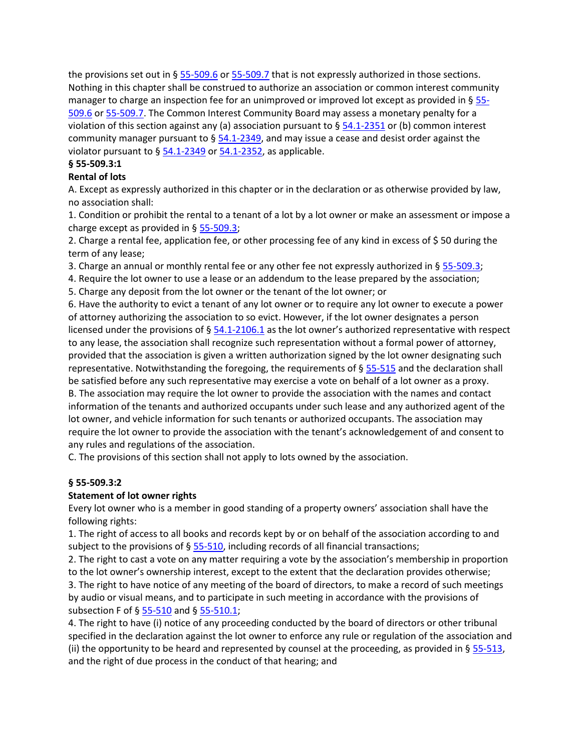the provisions set out in § 55-509.6 or 55-509.7 that is not expressly authorized in those sections. Nothing in this chapter shall be construed to authorize an association or common interest community manager to charge an inspection fee for an unimproved or improved lot except as provided in § 55-509.6 or 55-509.7. The Common Interest Community Board may assess a monetary penalty for a violation of this section against any (a) association pursuant to § 54.1-2351 or (b) common interest community manager pursuant to § 54.1-2349, and may issue a cease and desist order against the violator pursuant to § 54.1-2349 or 54.1-2352, as applicable.

**§ 55-509.3:1**

**Rental of lots**

A. Except as expressly authorized in this chapter or in the declaration or as otherwise provided by law, no association shall:

1. Condition or prohibit the rental to a tenant of a lot by a lot owner or make an assessment or impose a charge except as provided in § 55-509.3;
2. Charge a rental fee, application fee, or other processing fee of any kind in excess of $ 50 during the term of any lease;
3. Charge an annual or monthly rental fee or any other fee not expressly authorized in § 55-509.3;
4. Require the lot owner to use a lease or an addendum to the lease prepared by the association;
5. Charge any deposit from the lot owner or the tenant of the lot owner; or
6. Have the authority to evict a tenant of any lot owner or to require any lot owner to execute a power of attorney authorizing the association to so evict. However, if the lot owner designates a person licensed under the provisions of § 54.1-2106.1 as the lot owner's authorized representative with respect to any lease, the association shall recognize such representation without a formal power of attorney, provided that the association is given a written authorization signed by the lot owner designating such representative. Notwithstanding the foregoing, the requirements of § 55-515 and the declaration shall be satisfied before any such representative may exercise a vote on behalf of a lot owner as a proxy.

B. The association may require the lot owner to provide the association with the names and contact information of the tenants and authorized occupants under such lease and any authorized agent of the lot owner, and vehicle information for such tenants or authorized occupants. The association may require the lot owner to provide the association with the tenant's acknowledgement of and consent to any rules and regulations of the association.

C. The provisions of this section shall not apply to lots owned by the association.

**§ 55-509.3:2**

**Statement of lot owner rights**

Every lot owner who is a member in good standing of a property owners' association shall have the following rights:

1. The right of access to all books and records kept by or on behalf of the association according to and subject to the provisions of § 55-510, including records of all financial transactions;
2. The right to cast a vote on any matter requiring a vote by the association's membership in proportion to the lot owner's ownership interest, except to the extent that the declaration provides otherwise;
3. The right to have notice of any meeting of the board of directors, to make a record of such meetings by audio or visual means, and to participate in such meeting in accordance with the provisions of subsection F of § 55-510 and § 55-510.1;
4. The right to have (i) notice of any proceeding conducted by the board of directors or other tribunal specified in the declaration against the lot owner to enforce any rule or regulation of the association and (ii) the opportunity to be heard and represented by counsel at the proceeding, as provided in § 55-513, and the right of due process in the conduct of that hearing; and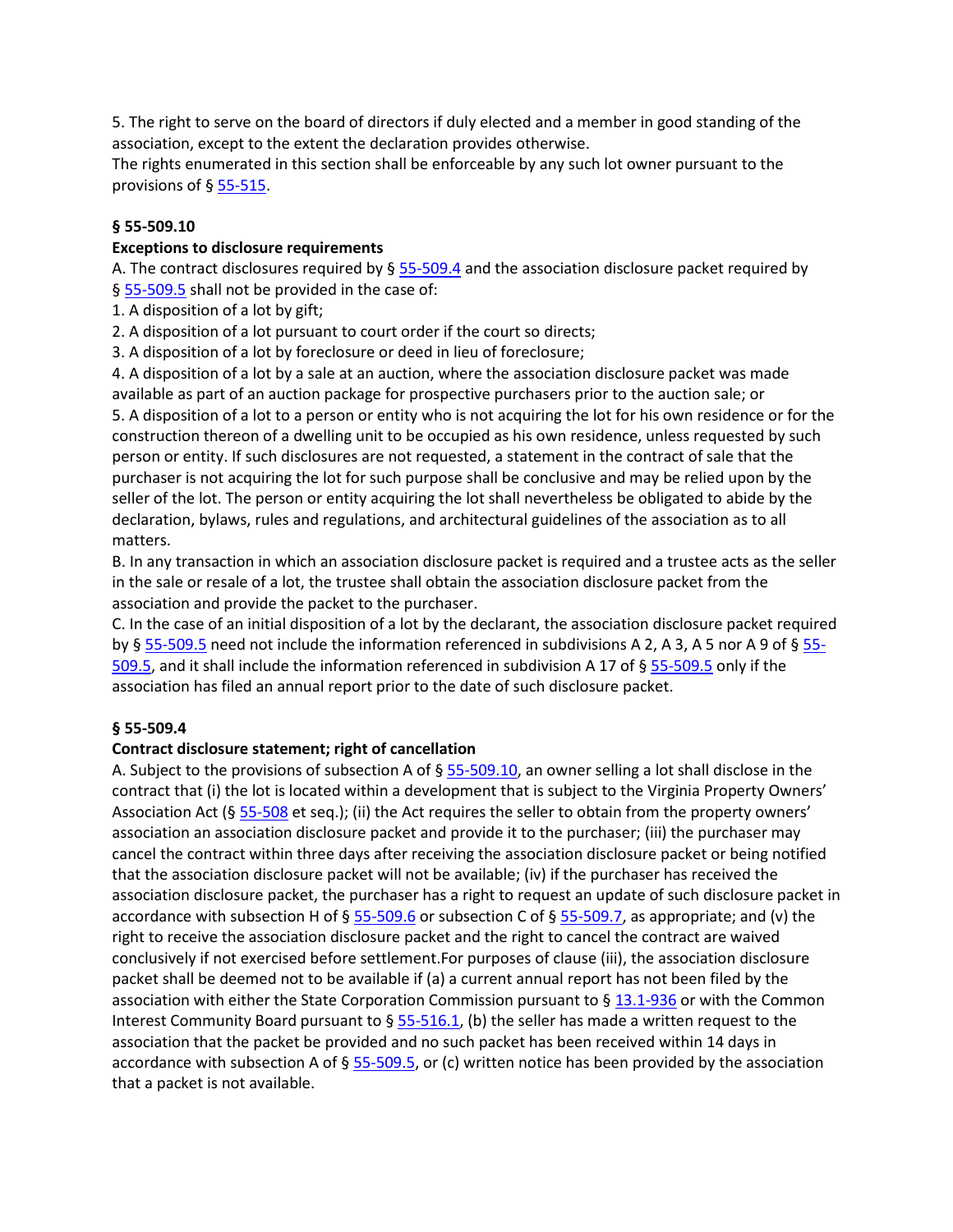5. The right to serve on the board of directors if duly elected and a member in good standing of the association, except to the extent the declaration provides otherwise.
The rights enumerated in this section shall be enforceable by any such lot owner pursuant to the provisions of § 55-515.

**§ 55-509.10**

**Exceptions to disclosure requirements**

A. The contract disclosures required by § 55-509.4 and the association disclosure packet required by § 55-509.5 shall not be provided in the case of:

1. A disposition of a lot by gift;
2. A disposition of a lot pursuant to court order if the court so directs;
3. A disposition of a lot by foreclosure or deed in lieu of foreclosure;
4. A disposition of a lot by a sale at an auction, where the association disclosure packet was made available as part of an auction package for prospective purchasers prior to the auction sale; or
5. A disposition of a lot to a person or entity who is not acquiring the lot for his own residence or for the construction thereon of a dwelling unit to be occupied as his own residence, unless requested by such person or entity. If such disclosures are not requested, a statement in the contract of sale that the purchaser is not acquiring the lot for such purpose shall be conclusive and may be relied upon by the seller of the lot. The person or entity acquiring the lot shall nevertheless be obligated to abide by the declaration, bylaws, rules and regulations, and architectural guidelines of the association as to all matters.

B. In any transaction in which an association disclosure packet is required and a trustee acts as the seller in the sale or resale of a lot, the trustee shall obtain the association disclosure packet from the association and provide the packet to the purchaser.

C. In the case of an initial disposition of a lot by the declarant, the association disclosure packet required by § 55-509.5 need not include the information referenced in subdivisions A 2, A 3, A 5 nor A 9 of § 55-509.5, and it shall include the information referenced in subdivision A 17 of § 55-509.5 only if the association has filed an annual report prior to the date of such disclosure packet.

**§ 55-509.4**

**Contract disclosure statement; right of cancellation**

A. Subject to the provisions of subsection A of § 55-509.10, an owner selling a lot shall disclose in the contract that (i) the lot is located within a development that is subject to the Virginia Property Owners' Association Act (§ 55-508 et seq.); (ii) the Act requires the seller to obtain from the property owners' association an association disclosure packet and provide it to the purchaser; (iii) the purchaser may cancel the contract within three days after receiving the association disclosure packet or being notified that the association disclosure packet will not be available; (iv) if the purchaser has received the association disclosure packet, the purchaser has a right to request an update of such disclosure packet in accordance with subsection H of § 55-509.6 or subsection C of § 55-509.7, as appropriate; and (v) the right to receive the association disclosure packet and the right to cancel the contract are waived conclusively if not exercised before settlement.For purposes of clause (iii), the association disclosure packet shall be deemed not to be available if (a) a current annual report has not been filed by the association with either the State Corporation Commission pursuant to § 13.1-936 or with the Common Interest Community Board pursuant to § 55-516.1, (b) the seller has made a written request to the association that the packet be provided and no such packet has been received within 14 days in accordance with subsection A of § 55-509.5, or (c) written notice has been provided by the association that a packet is not available.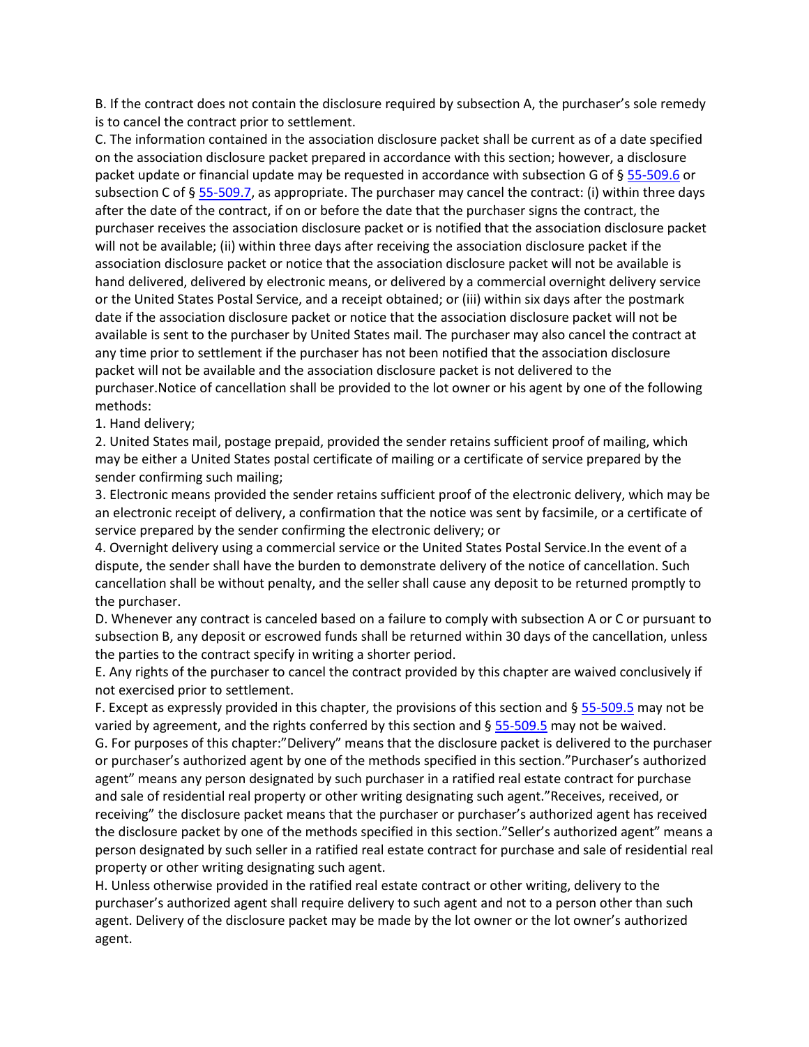B. If the contract does not contain the disclosure required by subsection A, the purchaser's sole remedy is to cancel the contract prior to settlement.

C. The information contained in the association disclosure packet shall be current as of a date specified on the association disclosure packet prepared in accordance with this section; however, a disclosure packet update or financial update may be requested in accordance with subsection G of § 55-509.6 or subsection C of § 55-509.7, as appropriate. The purchaser may cancel the contract: (i) within three days after the date of the contract, if on or before the date that the purchaser signs the contract, the purchaser receives the association disclosure packet or is notified that the association disclosure packet will not be available; (ii) within three days after receiving the association disclosure packet if the association disclosure packet or notice that the association disclosure packet will not be available is hand delivered, delivered by electronic means, or delivered by a commercial overnight delivery service or the United States Postal Service, and a receipt obtained; or (iii) within six days after the postmark date if the association disclosure packet or notice that the association disclosure packet will not be available is sent to the purchaser by United States mail. The purchaser may also cancel the contract at any time prior to settlement if the purchaser has not been notified that the association disclosure packet will not be available and the association disclosure packet is not delivered to the purchaser.Notice of cancellation shall be provided to the lot owner or his agent by one of the following methods:

1. Hand delivery;
2. United States mail, postage prepaid, provided the sender retains sufficient proof of mailing, which may be either a United States postal certificate of mailing or a certificate of service prepared by the sender confirming such mailing;
3. Electronic means provided the sender retains sufficient proof of the electronic delivery, which may be an electronic receipt of delivery, a confirmation that the notice was sent by facsimile, or a certificate of service prepared by the sender confirming the electronic delivery; or
4. Overnight delivery using a commercial service or the United States Postal Service.In the event of a dispute, the sender shall have the burden to demonstrate delivery of the notice of cancellation. Such cancellation shall be without penalty, and the seller shall cause any deposit to be returned promptly to the purchaser.

D. Whenever any contract is canceled based on a failure to comply with subsection A or C or pursuant to subsection B, any deposit or escrowed funds shall be returned within 30 days of the cancellation, unless the parties to the contract specify in writing a shorter period.

E. Any rights of the purchaser to cancel the contract provided by this chapter are waived conclusively if not exercised prior to settlement.

F. Except as expressly provided in this chapter, the provisions of this section and § 55-509.5 may not be varied by agreement, and the rights conferred by this section and § 55-509.5 may not be waived.

G. For purposes of this chapter:"Delivery" means that the disclosure packet is delivered to the purchaser or purchaser's authorized agent by one of the methods specified in this section."Purchaser's authorized agent" means any person designated by such purchaser in a ratified real estate contract for purchase and sale of residential real property or other writing designating such agent."Receives, received, or receiving" the disclosure packet means that the purchaser or purchaser's authorized agent has received the disclosure packet by one of the methods specified in this section."Seller's authorized agent" means a person designated by such seller in a ratified real estate contract for purchase and sale of residential real property or other writing designating such agent.

H. Unless otherwise provided in the ratified real estate contract or other writing, delivery to the purchaser's authorized agent shall require delivery to such agent and not to a person other than such agent. Delivery of the disclosure packet may be made by the lot owner or the lot owner's authorized agent.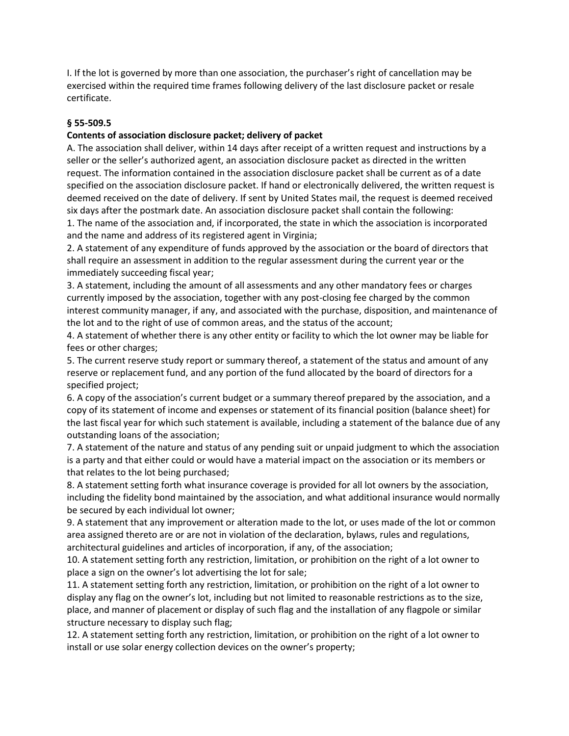I. If the lot is governed by more than one association, the purchaser's right of cancellation may be exercised within the required time frames following delivery of the last disclosure packet or resale certificate.

**§ 55-509.5**

**Contents of association disclosure packet; delivery of packet**

A. The association shall deliver, within 14 days after receipt of a written request and instructions by a seller or the seller's authorized agent, an association disclosure packet as directed in the written request. The information contained in the association disclosure packet shall be current as of a date specified on the association disclosure packet. If hand or electronically delivered, the written request is deemed received on the date of delivery. If sent by United States mail, the request is deemed received six days after the postmark date. An association disclosure packet shall contain the following:

1. The name of the association and, if incorporated, the state in which the association is incorporated and the name and address of its registered agent in Virginia;
2. A statement of any expenditure of funds approved by the association or the board of directors that shall require an assessment in addition to the regular assessment during the current year or the immediately succeeding fiscal year;
3. A statement, including the amount of all assessments and any other mandatory fees or charges currently imposed by the association, together with any post-closing fee charged by the common interest community manager, if any, and associated with the purchase, disposition, and maintenance of the lot and to the right of use of common areas, and the status of the account;
4. A statement of whether there is any other entity or facility to which the lot owner may be liable for fees or other charges;
5. The current reserve study report or summary thereof, a statement of the status and amount of any reserve or replacement fund, and any portion of the fund allocated by the board of directors for a specified project;
6. A copy of the association's current budget or a summary thereof prepared by the association, and a copy of its statement of income and expenses or statement of its financial position (balance sheet) for the last fiscal year for which such statement is available, including a statement of the balance due of any outstanding loans of the association;
7. A statement of the nature and status of any pending suit or unpaid judgment to which the association is a party and that either could or would have a material impact on the association or its members or that relates to the lot being purchased;
8. A statement setting forth what insurance coverage is provided for all lot owners by the association, including the fidelity bond maintained by the association, and what additional insurance would normally be secured by each individual lot owner;
9. A statement that any improvement or alteration made to the lot, or uses made of the lot or common area assigned thereto are or are not in violation of the declaration, bylaws, rules and regulations, architectural guidelines and articles of incorporation, if any, of the association;
10. A statement setting forth any restriction, limitation, or prohibition on the right of a lot owner to place a sign on the owner's lot advertising the lot for sale;
11. A statement setting forth any restriction, limitation, or prohibition on the right of a lot owner to display any flag on the owner's lot, including but not limited to reasonable restrictions as to the size, place, and manner of placement or display of such flag and the installation of any flagpole or similar structure necessary to display such flag;
12. A statement setting forth any restriction, limitation, or prohibition on the right of a lot owner to install or use solar energy collection devices on the owner's property;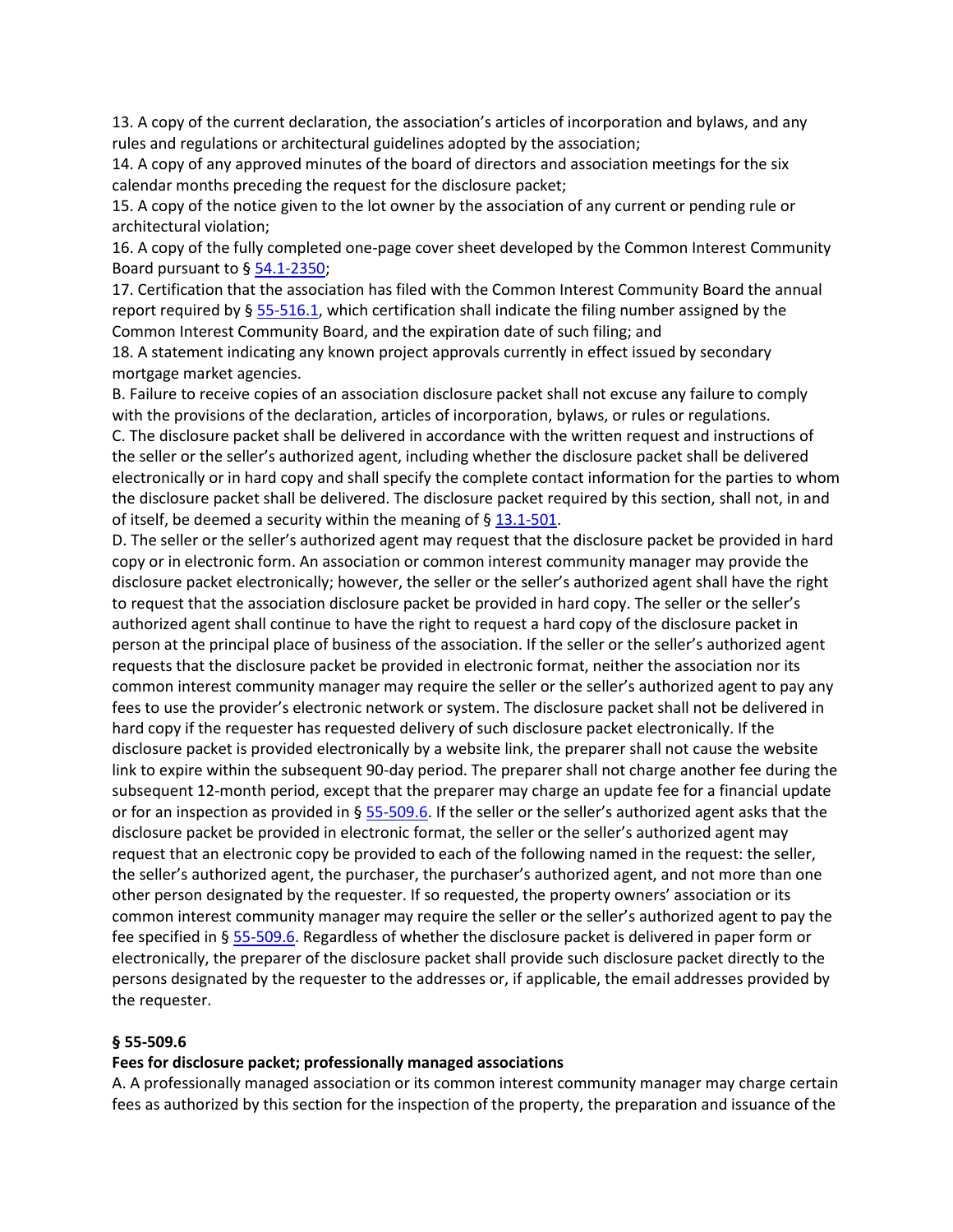13. A copy of the current declaration, the association's articles of incorporation and bylaws, and any rules and regulations or architectural guidelines adopted by the association;

14. A copy of any approved minutes of the board of directors and association meetings for the six calendar months preceding the request for the disclosure packet;

15. A copy of the notice given to the lot owner by the association of any current or pending rule or architectural violation;

16. A copy of the fully completed one-page cover sheet developed by the Common Interest Community Board pursuant to § 54.1-2350;

17. Certification that the association has filed with the Common Interest Community Board the annual report required by § 55-516.1, which certification shall indicate the filing number assigned by the Common Interest Community Board, and the expiration date of such filing; and

18. A statement indicating any known project approvals currently in effect issued by secondary mortgage market agencies.

B. Failure to receive copies of an association disclosure packet shall not excuse any failure to comply with the provisions of the declaration, articles of incorporation, bylaws, or rules or regulations.

C. The disclosure packet shall be delivered in accordance with the written request and instructions of the seller or the seller's authorized agent, including whether the disclosure packet shall be delivered electronically or in hard copy and shall specify the complete contact information for the parties to whom the disclosure packet shall be delivered. The disclosure packet required by this section, shall not, in and of itself, be deemed a security within the meaning of § 13.1-501.

D. The seller or the seller's authorized agent may request that the disclosure packet be provided in hard copy or in electronic form. An association or common interest community manager may provide the disclosure packet electronically; however, the seller or the seller's authorized agent shall have the right to request that the association disclosure packet be provided in hard copy. The seller or the seller's authorized agent shall continue to have the right to request a hard copy of the disclosure packet in person at the principal place of business of the association. If the seller or the seller's authorized agent requests that the disclosure packet be provided in electronic format, neither the association nor its common interest community manager may require the seller or the seller's authorized agent to pay any fees to use the provider's electronic network or system. The disclosure packet shall not be delivered in hard copy if the requester has requested delivery of such disclosure packet electronically. If the disclosure packet is provided electronically by a website link, the preparer shall not cause the website link to expire within the subsequent 90-day period. The preparer shall not charge another fee during the subsequent 12-month period, except that the preparer may charge an update fee for a financial update or for an inspection as provided in § 55-509.6. If the seller or the seller's authorized agent asks that the disclosure packet be provided in electronic format, the seller or the seller's authorized agent may request that an electronic copy be provided to each of the following named in the request: the seller, the seller's authorized agent, the purchaser, the purchaser's authorized agent, and not more than one other person designated by the requester. If so requested, the property owners' association or its common interest community manager may require the seller or the seller's authorized agent to pay the fee specified in § 55-509.6. Regardless of whether the disclosure packet is delivered in paper form or electronically, the preparer of the disclosure packet shall provide such disclosure packet directly to the persons designated by the requester to the addresses or, if applicable, the email addresses provided by the requester.

**§ 55-509.6**

**Fees for disclosure packet; professionally managed associations**

A. A professionally managed association or its common interest community manager may charge certain fees as authorized by this section for the inspection of the property, the preparation and issuance of the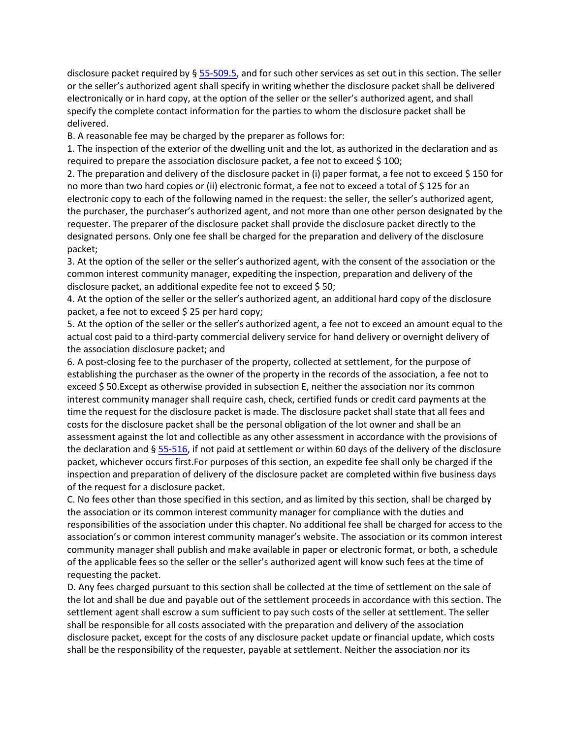disclosure packet required by § [55-509.5](), and for such other services as set out in this section. The seller or the seller's authorized agent shall specify in writing whether the disclosure packet shall be delivered electronically or in hard copy, at the option of the seller or the seller's authorized agent, and shall specify the complete contact information for the parties to whom the disclosure packet shall be delivered.

B. A reasonable fee may be charged by the preparer as follows for:

1. The inspection of the exterior of the dwelling unit and the lot, as authorized in the declaration and as required to prepare the association disclosure packet, a fee not to exceed $ 100;

2. The preparation and delivery of the disclosure packet in (i) paper format, a fee not to exceed $ 150 for no more than two hard copies or (ii) electronic format, a fee not to exceed a total of $ 125 for an electronic copy to each of the following named in the request: the seller, the seller's authorized agent, the purchaser, the purchaser's authorized agent, and not more than one other person designated by the requester. The preparer of the disclosure packet shall provide the disclosure packet directly to the designated persons. Only one fee shall be charged for the preparation and delivery of the disclosure packet;

3. At the option of the seller or the seller's authorized agent, with the consent of the association or the common interest community manager, expediting the inspection, preparation and delivery of the disclosure packet, an additional expedite fee not to exceed $ 50;

4. At the option of the seller or the seller's authorized agent, an additional hard copy of the disclosure packet, a fee not to exceed $ 25 per hard copy;

5. At the option of the seller or the seller's authorized agent, a fee not to exceed an amount equal to the actual cost paid to a third-party commercial delivery service for hand delivery or overnight delivery of the association disclosure packet; and

6. A post-closing fee to the purchaser of the property, collected at settlement, for the purpose of establishing the purchaser as the owner of the property in the records of the association, a fee not to exceed $ 50.Except as otherwise provided in subsection E, neither the association nor its common interest community manager shall require cash, check, certified funds or credit card payments at the time the request for the disclosure packet is made. The disclosure packet shall state that all fees and costs for the disclosure packet shall be the personal obligation of the lot owner and shall be an assessment against the lot and collectible as any other assessment in accordance with the provisions of the declaration and § [55-516](), if not paid at settlement or within 60 days of the delivery of the disclosure packet, whichever occurs first.For purposes of this section, an expedite fee shall only be charged if the inspection and preparation of delivery of the disclosure packet are completed within five business days of the request for a disclosure packet.

C. No fees other than those specified in this section, and as limited by this section, shall be charged by the association or its common interest community manager for compliance with the duties and responsibilities of the association under this chapter. No additional fee shall be charged for access to the association's or common interest community manager's website. The association or its common interest community manager shall publish and make available in paper or electronic format, or both, a schedule of the applicable fees so the seller or the seller's authorized agent will know such fees at the time of requesting the packet.

D. Any fees charged pursuant to this section shall be collected at the time of settlement on the sale of the lot and shall be due and payable out of the settlement proceeds in accordance with this section. The settlement agent shall escrow a sum sufficient to pay such costs of the seller at settlement. The seller shall be responsible for all costs associated with the preparation and delivery of the association disclosure packet, except for the costs of any disclosure packet update or financial update, which costs shall be the responsibility of the requester, payable at settlement. Neither the association nor its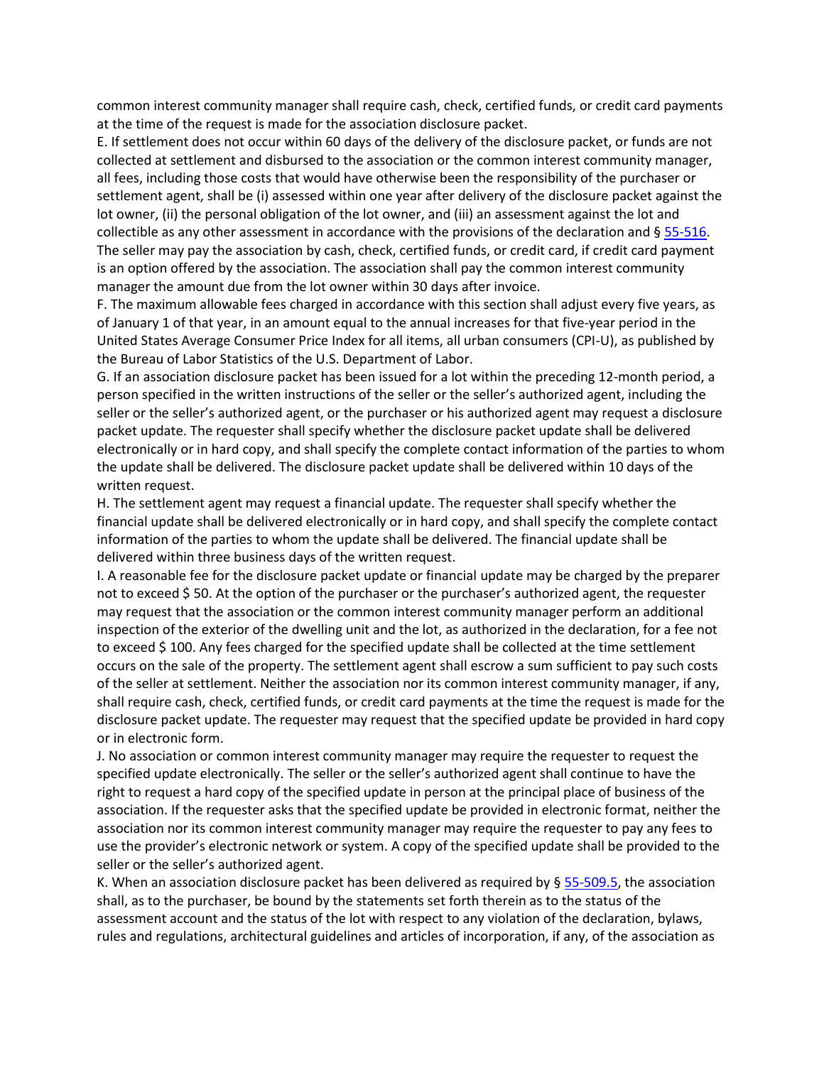common interest community manager shall require cash, check, certified funds, or credit card payments at the time of the request is made for the association disclosure packet.

E. If settlement does not occur within 60 days of the delivery of the disclosure packet, or funds are not collected at settlement and disbursed to the association or the common interest community manager, all fees, including those costs that would have otherwise been the responsibility of the purchaser or settlement agent, shall be (i) assessed within one year after delivery of the disclosure packet against the lot owner, (ii) the personal obligation of the lot owner, and (iii) an assessment against the lot and collectible as any other assessment in accordance with the provisions of the declaration and § 55-516. The seller may pay the association by cash, check, certified funds, or credit card, if credit card payment is an option offered by the association. The association shall pay the common interest community manager the amount due from the lot owner within 30 days after invoice.

F. The maximum allowable fees charged in accordance with this section shall adjust every five years, as of January 1 of that year, in an amount equal to the annual increases for that five-year period in the United States Average Consumer Price Index for all items, all urban consumers (CPI-U), as published by the Bureau of Labor Statistics of the U.S. Department of Labor.

G. If an association disclosure packet has been issued for a lot within the preceding 12-month period, a person specified in the written instructions of the seller or the seller's authorized agent, including the seller or the seller's authorized agent, or the purchaser or his authorized agent may request a disclosure packet update. The requester shall specify whether the disclosure packet update shall be delivered electronically or in hard copy, and shall specify the complete contact information of the parties to whom the update shall be delivered. The disclosure packet update shall be delivered within 10 days of the written request.

H. The settlement agent may request a financial update. The requester shall specify whether the financial update shall be delivered electronically or in hard copy, and shall specify the complete contact information of the parties to whom the update shall be delivered. The financial update shall be delivered within three business days of the written request.

I. A reasonable fee for the disclosure packet update or financial update may be charged by the preparer not to exceed $ 50. At the option of the purchaser or the purchaser's authorized agent, the requester may request that the association or the common interest community manager perform an additional inspection of the exterior of the dwelling unit and the lot, as authorized in the declaration, for a fee not to exceed $ 100. Any fees charged for the specified update shall be collected at the time settlement occurs on the sale of the property. The settlement agent shall escrow a sum sufficient to pay such costs of the seller at settlement. Neither the association nor its common interest community manager, if any, shall require cash, check, certified funds, or credit card payments at the time the request is made for the disclosure packet update. The requester may request that the specified update be provided in hard copy or in electronic form.

J. No association or common interest community manager may require the requester to request the specified update electronically. The seller or the seller's authorized agent shall continue to have the right to request a hard copy of the specified update in person at the principal place of business of the association. If the requester asks that the specified update be provided in electronic format, neither the association nor its common interest community manager may require the requester to pay any fees to use the provider's electronic network or system. A copy of the specified update shall be provided to the seller or the seller's authorized agent.

K. When an association disclosure packet has been delivered as required by § 55-509.5, the association shall, as to the purchaser, be bound by the statements set forth therein as to the status of the assessment account and the status of the lot with respect to any violation of the declaration, bylaws, rules and regulations, architectural guidelines and articles of incorporation, if any, of the association as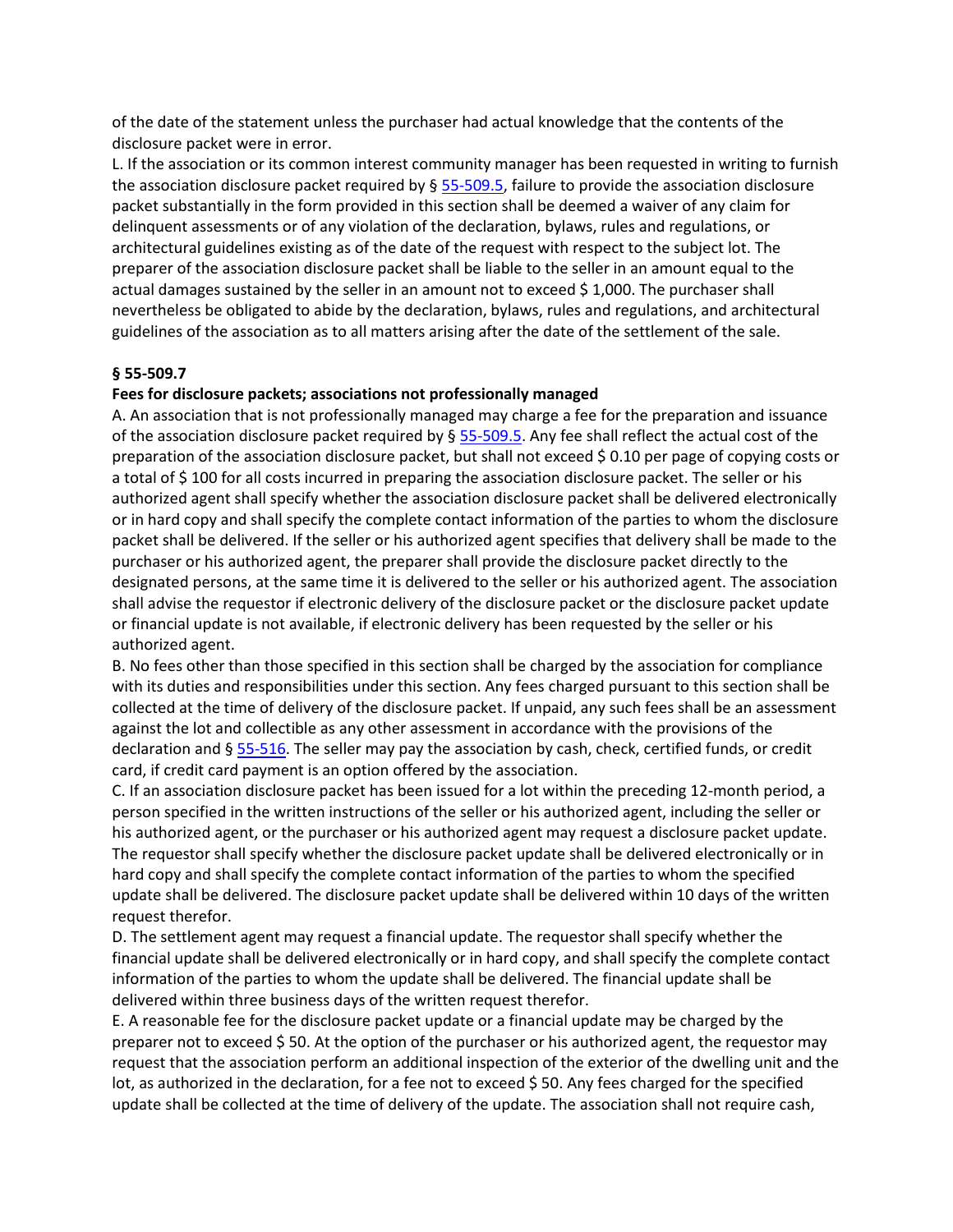of the date of the statement unless the purchaser had actual knowledge that the contents of the disclosure packet were in error.

L. If the association or its common interest community manager has been requested in writing to furnish the association disclosure packet required by § 55-509.5, failure to provide the association disclosure packet substantially in the form provided in this section shall be deemed a waiver of any claim for delinquent assessments or of any violation of the declaration, bylaws, rules and regulations, or architectural guidelines existing as of the date of the request with respect to the subject lot. The preparer of the association disclosure packet shall be liable to the seller in an amount equal to the actual damages sustained by the seller in an amount not to exceed $ 1,000. The purchaser shall nevertheless be obligated to abide by the declaration, bylaws, rules and regulations, and architectural guidelines of the association as to all matters arising after the date of the settlement of the sale.

**§ 55-509.7**

**Fees for disclosure packets; associations not professionally managed**

A. An association that is not professionally managed may charge a fee for the preparation and issuance of the association disclosure packet required by § 55-509.5. Any fee shall reflect the actual cost of the preparation of the association disclosure packet, but shall not exceed $ 0.10 per page of copying costs or a total of $ 100 for all costs incurred in preparing the association disclosure packet. The seller or his authorized agent shall specify whether the association disclosure packet shall be delivered electronically or in hard copy and shall specify the complete contact information of the parties to whom the disclosure packet shall be delivered. If the seller or his authorized agent specifies that delivery shall be made to the purchaser or his authorized agent, the preparer shall provide the disclosure packet directly to the designated persons, at the same time it is delivered to the seller or his authorized agent. The association shall advise the requestor if electronic delivery of the disclosure packet or the disclosure packet update or financial update is not available, if electronic delivery has been requested by the seller or his authorized agent.

B. No fees other than those specified in this section shall be charged by the association for compliance with its duties and responsibilities under this section. Any fees charged pursuant to this section shall be collected at the time of delivery of the disclosure packet. If unpaid, any such fees shall be an assessment against the lot and collectible as any other assessment in accordance with the provisions of the declaration and § 55-516. The seller may pay the association by cash, check, certified funds, or credit card, if credit card payment is an option offered by the association.

C. If an association disclosure packet has been issued for a lot within the preceding 12-month period, a person specified in the written instructions of the seller or his authorized agent, including the seller or his authorized agent, or the purchaser or his authorized agent may request a disclosure packet update. The requestor shall specify whether the disclosure packet update shall be delivered electronically or in hard copy and shall specify the complete contact information of the parties to whom the specified update shall be delivered. The disclosure packet update shall be delivered within 10 days of the written request therefor.

D. The settlement agent may request a financial update. The requestor shall specify whether the financial update shall be delivered electronically or in hard copy, and shall specify the complete contact information of the parties to whom the update shall be delivered. The financial update shall be delivered within three business days of the written request therefor.

E. A reasonable fee for the disclosure packet update or a financial update may be charged by the preparer not to exceed $ 50. At the option of the purchaser or his authorized agent, the requestor may request that the association perform an additional inspection of the exterior of the dwelling unit and the lot, as authorized in the declaration, for a fee not to exceed $ 50. Any fees charged for the specified update shall be collected at the time of delivery of the update. The association shall not require cash,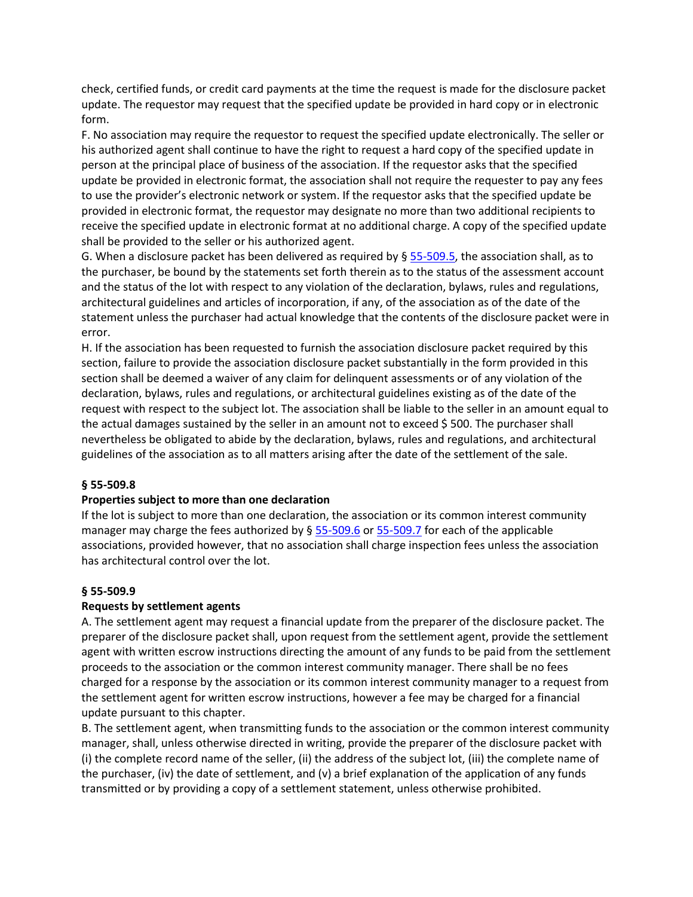check, certified funds, or credit card payments at the time the request is made for the disclosure packet update. The requestor may request that the specified update be provided in hard copy or in electronic form.

F. No association may require the requestor to request the specified update electronically. The seller or his authorized agent shall continue to have the right to request a hard copy of the specified update in person at the principal place of business of the association. If the requestor asks that the specified update be provided in electronic format, the association shall not require the requester to pay any fees to use the provider's electronic network or system. If the requestor asks that the specified update be provided in electronic format, the requestor may designate no more than two additional recipients to receive the specified update in electronic format at no additional charge. A copy of the specified update shall be provided to the seller or his authorized agent.

G. When a disclosure packet has been delivered as required by § 55-509.5, the association shall, as to the purchaser, be bound by the statements set forth therein as to the status of the assessment account and the status of the lot with respect to any violation of the declaration, bylaws, rules and regulations, architectural guidelines and articles of incorporation, if any, of the association as of the date of the statement unless the purchaser had actual knowledge that the contents of the disclosure packet were in error.

H. If the association has been requested to furnish the association disclosure packet required by this section, failure to provide the association disclosure packet substantially in the form provided in this section shall be deemed a waiver of any claim for delinquent assessments or of any violation of the declaration, bylaws, rules and regulations, or architectural guidelines existing as of the date of the request with respect to the subject lot. The association shall be liable to the seller in an amount equal to the actual damages sustained by the seller in an amount not to exceed $ 500. The purchaser shall nevertheless be obligated to abide by the declaration, bylaws, rules and regulations, and architectural guidelines of the association as to all matters arising after the date of the settlement of the sale.

**§ 55-509.8**

**Properties subject to more than one declaration**

If the lot is subject to more than one declaration, the association or its common interest community manager may charge the fees authorized by § 55-509.6 or 55-509.7 for each of the applicable associations, provided however, that no association shall charge inspection fees unless the association has architectural control over the lot.

**§ 55-509.9**

**Requests by settlement agents**

A. The settlement agent may request a financial update from the preparer of the disclosure packet. The preparer of the disclosure packet shall, upon request from the settlement agent, provide the settlement agent with written escrow instructions directing the amount of any funds to be paid from the settlement proceeds to the association or the common interest community manager. There shall be no fees charged for a response by the association or its common interest community manager to a request from the settlement agent for written escrow instructions, however a fee may be charged for a financial update pursuant to this chapter.

B. The settlement agent, when transmitting funds to the association or the common interest community manager, shall, unless otherwise directed in writing, provide the preparer of the disclosure packet with (i) the complete record name of the seller, (ii) the address of the subject lot, (iii) the complete name of the purchaser, (iv) the date of settlement, and (v) a brief explanation of the application of any funds transmitted or by providing a copy of a settlement statement, unless otherwise prohibited.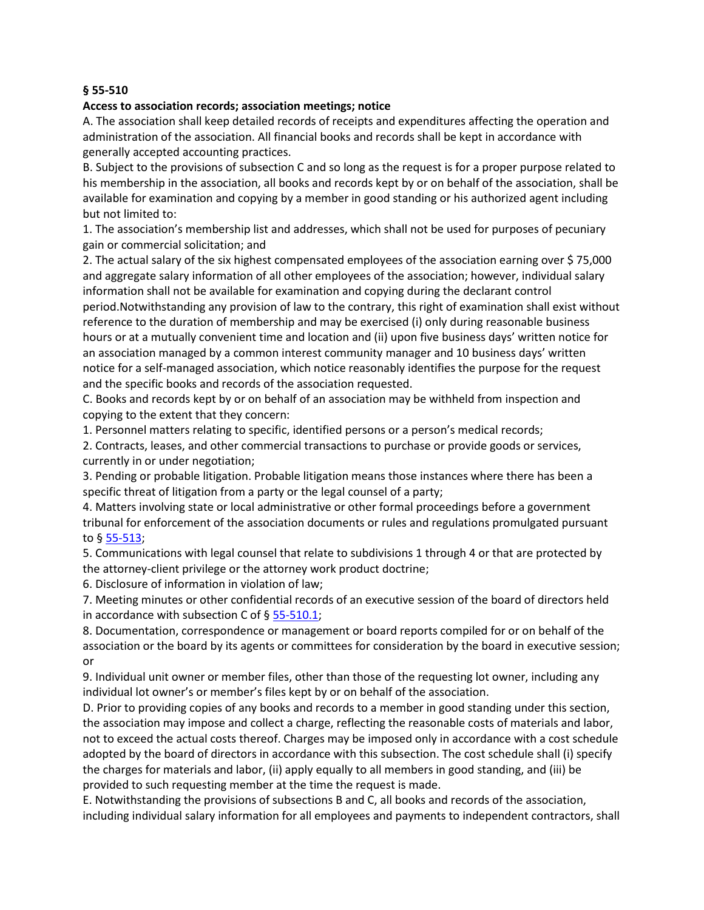**§ 55-510**

**Access to association records; association meetings; notice**

A. The association shall keep detailed records of receipts and expenditures affecting the operation and administration of the association. All financial books and records shall be kept in accordance with generally accepted accounting practices.

B. Subject to the provisions of subsection C and so long as the request is for a proper purpose related to his membership in the association, all books and records kept by or on behalf of the association, shall be available for examination and copying by a member in good standing or his authorized agent including but not limited to:

1. The association's membership list and addresses, which shall not be used for purposes of pecuniary gain or commercial solicitation; and

2. The actual salary of the six highest compensated employees of the association earning over $ 75,000 and aggregate salary information of all other employees of the association; however, individual salary information shall not be available for examination and copying during the declarant control period.Notwithstanding any provision of law to the contrary, this right of examination shall exist without reference to the duration of membership and may be exercised (i) only during reasonable business hours or at a mutually convenient time and location and (ii) upon five business days' written notice for an association managed by a common interest community manager and 10 business days' written notice for a self-managed association, which notice reasonably identifies the purpose for the request and the specific books and records of the association requested.

C. Books and records kept by or on behalf of an association may be withheld from inspection and copying to the extent that they concern:

1. Personnel matters relating to specific, identified persons or a person's medical records;

2. Contracts, leases, and other commercial transactions to purchase or provide goods or services, currently in or under negotiation;

3. Pending or probable litigation. Probable litigation means those instances where there has been a specific threat of litigation from a party or the legal counsel of a party;

4. Matters involving state or local administrative or other formal proceedings before a government tribunal for enforcement of the association documents or rules and regulations promulgated pursuant to § 55-513;

5. Communications with legal counsel that relate to subdivisions 1 through 4 or that are protected by the attorney-client privilege or the attorney work product doctrine;

6. Disclosure of information in violation of law;

7. Meeting minutes or other confidential records of an executive session of the board of directors held in accordance with subsection C of § 55-510.1;

8. Documentation, correspondence or management or board reports compiled for or on behalf of the association or the board by its agents or committees for consideration by the board in executive session; or

9. Individual unit owner or member files, other than those of the requesting lot owner, including any individual lot owner's or member's files kept by or on behalf of the association.

D. Prior to providing copies of any books and records to a member in good standing under this section, the association may impose and collect a charge, reflecting the reasonable costs of materials and labor, not to exceed the actual costs thereof. Charges may be imposed only in accordance with a cost schedule adopted by the board of directors in accordance with this subsection. The cost schedule shall (i) specify the charges for materials and labor, (ii) apply equally to all members in good standing, and (iii) be provided to such requesting member at the time the request is made.

E. Notwithstanding the provisions of subsections B and C, all books and records of the association, including individual salary information for all employees and payments to independent contractors, shall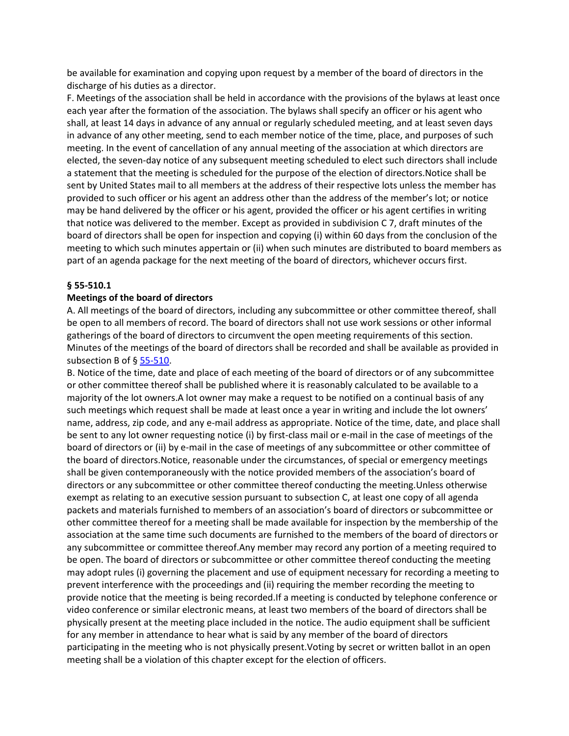be available for examination and copying upon request by a member of the board of directors in the discharge of his duties as a director.

F. Meetings of the association shall be held in accordance with the provisions of the bylaws at least once each year after the formation of the association. The bylaws shall specify an officer or his agent who shall, at least 14 days in advance of any annual or regularly scheduled meeting, and at least seven days in advance of any other meeting, send to each member notice of the time, place, and purposes of such meeting. In the event of cancellation of any annual meeting of the association at which directors are elected, the seven-day notice of any subsequent meeting scheduled to elect such directors shall include a statement that the meeting is scheduled for the purpose of the election of directors.Notice shall be sent by United States mail to all members at the address of their respective lots unless the member has provided to such officer or his agent an address other than the address of the member's lot; or notice may be hand delivered by the officer or his agent, provided the officer or his agent certifies in writing that notice was delivered to the member. Except as provided in subdivision C 7, draft minutes of the board of directors shall be open for inspection and copying (i) within 60 days from the conclusion of the meeting to which such minutes appertain or (ii) when such minutes are distributed to board members as part of an agenda package for the next meeting of the board of directors, whichever occurs first.

**§ 55-510.1**

**Meetings of the board of directors**

A. All meetings of the board of directors, including any subcommittee or other committee thereof, shall be open to all members of record. The board of directors shall not use work sessions or other informal gatherings of the board of directors to circumvent the open meeting requirements of this section. Minutes of the meetings of the board of directors shall be recorded and shall be available as provided in subsection B of § 55-510.

B. Notice of the time, date and place of each meeting of the board of directors or of any subcommittee or other committee thereof shall be published where it is reasonably calculated to be available to a majority of the lot owners.A lot owner may make a request to be notified on a continual basis of any such meetings which request shall be made at least once a year in writing and include the lot owners' name, address, zip code, and any e-mail address as appropriate. Notice of the time, date, and place shall be sent to any lot owner requesting notice (i) by first-class mail or e-mail in the case of meetings of the board of directors or (ii) by e-mail in the case of meetings of any subcommittee or other committee of the board of directors.Notice, reasonable under the circumstances, of special or emergency meetings shall be given contemporaneously with the notice provided members of the association's board of directors or any subcommittee or other committee thereof conducting the meeting.Unless otherwise exempt as relating to an executive session pursuant to subsection C, at least one copy of all agenda packets and materials furnished to members of an association's board of directors or subcommittee or other committee thereof for a meeting shall be made available for inspection by the membership of the association at the same time such documents are furnished to the members of the board of directors or any subcommittee or committee thereof.Any member may record any portion of a meeting required to be open. The board of directors or subcommittee or other committee thereof conducting the meeting may adopt rules (i) governing the placement and use of equipment necessary for recording a meeting to prevent interference with the proceedings and (ii) requiring the member recording the meeting to provide notice that the meeting is being recorded.If a meeting is conducted by telephone conference or video conference or similar electronic means, at least two members of the board of directors shall be physically present at the meeting place included in the notice. The audio equipment shall be sufficient for any member in attendance to hear what is said by any member of the board of directors participating in the meeting who is not physically present.Voting by secret or written ballot in an open meeting shall be a violation of this chapter except for the election of officers.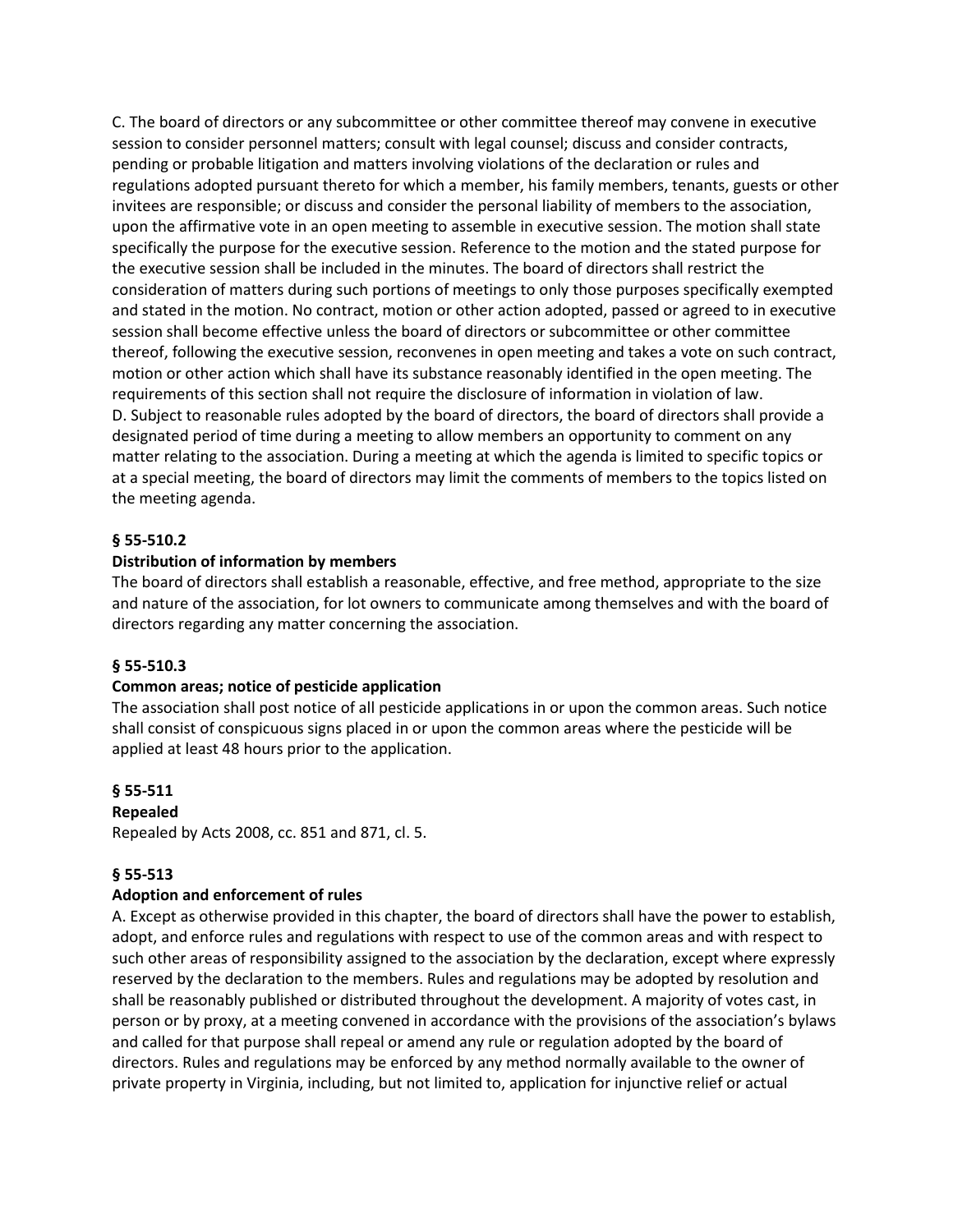C. The board of directors or any subcommittee or other committee thereof may convene in executive session to consider personnel matters; consult with legal counsel; discuss and consider contracts, pending or probable litigation and matters involving violations of the declaration or rules and regulations adopted pursuant thereto for which a member, his family members, tenants, guests or other invitees are responsible; or discuss and consider the personal liability of members to the association, upon the affirmative vote in an open meeting to assemble in executive session. The motion shall state specifically the purpose for the executive session. Reference to the motion and the stated purpose for the executive session shall be included in the minutes. The board of directors shall restrict the consideration of matters during such portions of meetings to only those purposes specifically exempted and stated in the motion. No contract, motion or other action adopted, passed or agreed to in executive session shall become effective unless the board of directors or subcommittee or other committee thereof, following the executive session, reconvenes in open meeting and takes a vote on such contract, motion or other action which shall have its substance reasonably identified in the open meeting. The requirements of this section shall not require the disclosure of information in violation of law.
D. Subject to reasonable rules adopted by the board of directors, the board of directors shall provide a designated period of time during a meeting to allow members an opportunity to comment on any matter relating to the association. During a meeting at which the agenda is limited to specific topics or at a special meeting, the board of directors may limit the comments of members to the topics listed on the meeting agenda.

**§ 55-510.2**

**Distribution of information by members**

The board of directors shall establish a reasonable, effective, and free method, appropriate to the size and nature of the association, for lot owners to communicate among themselves and with the board of directors regarding any matter concerning the association.

**§ 55-510.3**

**Common areas; notice of pesticide application**

The association shall post notice of all pesticide applications in or upon the common areas. Such notice shall consist of conspicuous signs placed in or upon the common areas where the pesticide will be applied at least 48 hours prior to the application.

**§ 55-511**

**Repealed**

Repealed by Acts 2008, cc. 851 and 871, cl. 5.

**§ 55-513**

**Adoption and enforcement of rules**

A. Except as otherwise provided in this chapter, the board of directors shall have the power to establish, adopt, and enforce rules and regulations with respect to use of the common areas and with respect to such other areas of responsibility assigned to the association by the declaration, except where expressly reserved by the declaration to the members. Rules and regulations may be adopted by resolution and shall be reasonably published or distributed throughout the development. A majority of votes cast, in person or by proxy, at a meeting convened in accordance with the provisions of the association's bylaws and called for that purpose shall repeal or amend any rule or regulation adopted by the board of directors. Rules and regulations may be enforced by any method normally available to the owner of private property in Virginia, including, but not limited to, application for injunctive relief or actual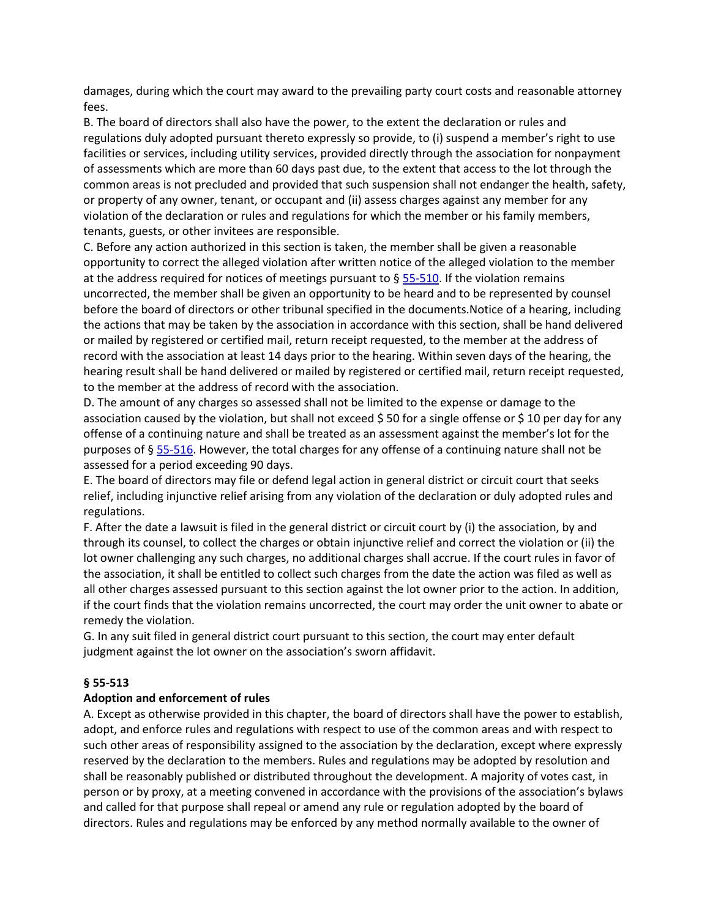damages, during which the court may award to the prevailing party court costs and reasonable attorney fees.

B. The board of directors shall also have the power, to the extent the declaration or rules and regulations duly adopted pursuant thereto expressly so provide, to (i) suspend a member's right to use facilities or services, including utility services, provided directly through the association for nonpayment of assessments which are more than 60 days past due, to the extent that access to the lot through the common areas is not precluded and provided that such suspension shall not endanger the health, safety, or property of any owner, tenant, or occupant and (ii) assess charges against any member for any violation of the declaration or rules and regulations for which the member or his family members, tenants, guests, or other invitees are responsible.

C. Before any action authorized in this section is taken, the member shall be given a reasonable opportunity to correct the alleged violation after written notice of the alleged violation to the member at the address required for notices of meetings pursuant to § 55-510. If the violation remains uncorrected, the member shall be given an opportunity to be heard and to be represented by counsel before the board of directors or other tribunal specified in the documents.Notice of a hearing, including the actions that may be taken by the association in accordance with this section, shall be hand delivered or mailed by registered or certified mail, return receipt requested, to the member at the address of record with the association at least 14 days prior to the hearing. Within seven days of the hearing, the hearing result shall be hand delivered or mailed by registered or certified mail, return receipt requested, to the member at the address of record with the association.

D. The amount of any charges so assessed shall not be limited to the expense or damage to the association caused by the violation, but shall not exceed $ 50 for a single offense or $ 10 per day for any offense of a continuing nature and shall be treated as an assessment against the member's lot for the purposes of § 55-516. However, the total charges for any offense of a continuing nature shall not be assessed for a period exceeding 90 days.

E. The board of directors may file or defend legal action in general district or circuit court that seeks relief, including injunctive relief arising from any violation of the declaration or duly adopted rules and regulations.

F. After the date a lawsuit is filed in the general district or circuit court by (i) the association, by and through its counsel, to collect the charges or obtain injunctive relief and correct the violation or (ii) the lot owner challenging any such charges, no additional charges shall accrue. If the court rules in favor of the association, it shall be entitled to collect such charges from the date the action was filed as well as all other charges assessed pursuant to this section against the lot owner prior to the action. In addition, if the court finds that the violation remains uncorrected, the court may order the unit owner to abate or remedy the violation.

G. In any suit filed in general district court pursuant to this section, the court may enter default judgment against the lot owner on the association's sworn affidavit.

**§ 55-513**

**Adoption and enforcement of rules**

A. Except as otherwise provided in this chapter, the board of directors shall have the power to establish, adopt, and enforce rules and regulations with respect to use of the common areas and with respect to such other areas of responsibility assigned to the association by the declaration, except where expressly reserved by the declaration to the members. Rules and regulations may be adopted by resolution and shall be reasonably published or distributed throughout the development. A majority of votes cast, in person or by proxy, at a meeting convened in accordance with the provisions of the association's bylaws and called for that purpose shall repeal or amend any rule or regulation adopted by the board of directors. Rules and regulations may be enforced by any method normally available to the owner of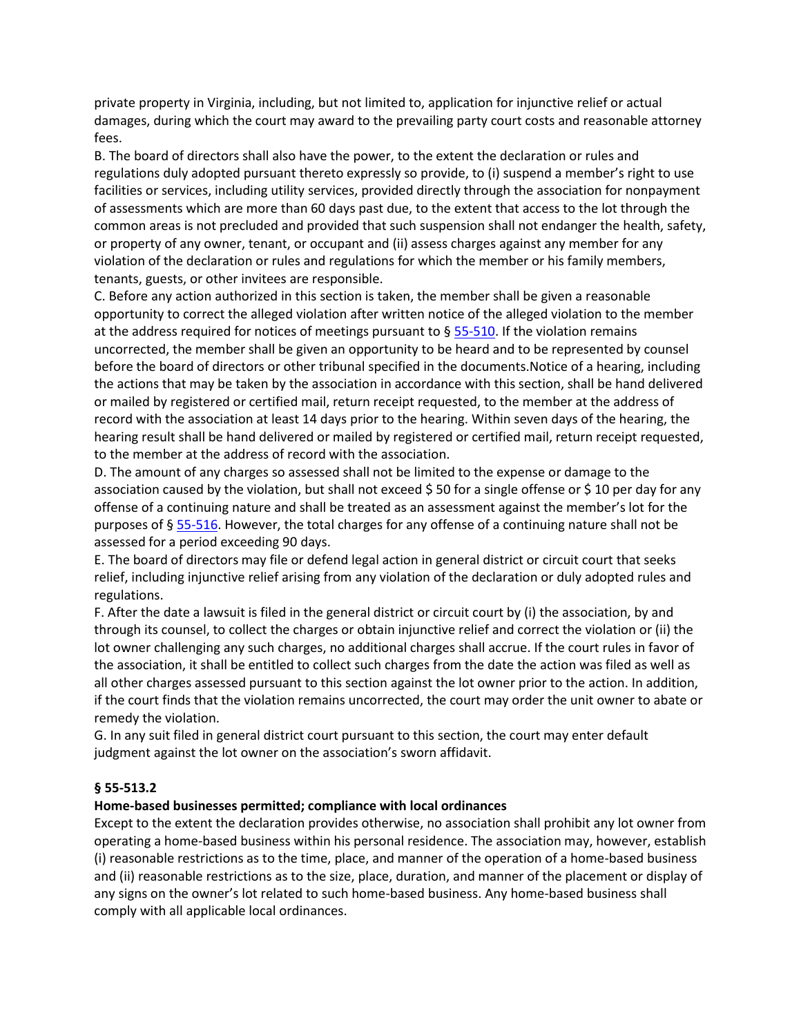private property in Virginia, including, but not limited to, application for injunctive relief or actual damages, during which the court may award to the prevailing party court costs and reasonable attorney fees.

B. The board of directors shall also have the power, to the extent the declaration or rules and regulations duly adopted pursuant thereto expressly so provide, to (i) suspend a member's right to use facilities or services, including utility services, provided directly through the association for nonpayment of assessments which are more than 60 days past due, to the extent that access to the lot through the common areas is not precluded and provided that such suspension shall not endanger the health, safety, or property of any owner, tenant, or occupant and (ii) assess charges against any member for any violation of the declaration or rules and regulations for which the member or his family members, tenants, guests, or other invitees are responsible.

C. Before any action authorized in this section is taken, the member shall be given a reasonable opportunity to correct the alleged violation after written notice of the alleged violation to the member at the address required for notices of meetings pursuant to § 55-510. If the violation remains uncorrected, the member shall be given an opportunity to be heard and to be represented by counsel before the board of directors or other tribunal specified in the documents.Notice of a hearing, including the actions that may be taken by the association in accordance with this section, shall be hand delivered or mailed by registered or certified mail, return receipt requested, to the member at the address of record with the association at least 14 days prior to the hearing. Within seven days of the hearing, the hearing result shall be hand delivered or mailed by registered or certified mail, return receipt requested, to the member at the address of record with the association.

D. The amount of any charges so assessed shall not be limited to the expense or damage to the association caused by the violation, but shall not exceed $ 50 for a single offense or $ 10 per day for any offense of a continuing nature and shall be treated as an assessment against the member's lot for the purposes of § 55-516. However, the total charges for any offense of a continuing nature shall not be assessed for a period exceeding 90 days.

E. The board of directors may file or defend legal action in general district or circuit court that seeks relief, including injunctive relief arising from any violation of the declaration or duly adopted rules and regulations.

F. After the date a lawsuit is filed in the general district or circuit court by (i) the association, by and through its counsel, to collect the charges or obtain injunctive relief and correct the violation or (ii) the lot owner challenging any such charges, no additional charges shall accrue. If the court rules in favor of the association, it shall be entitled to collect such charges from the date the action was filed as well as all other charges assessed pursuant to this section against the lot owner prior to the action. In addition, if the court finds that the violation remains uncorrected, the court may order the unit owner to abate or remedy the violation.

G. In any suit filed in general district court pursuant to this section, the court may enter default judgment against the lot owner on the association's sworn affidavit.

**§ 55-513.2**

**Home-based businesses permitted; compliance with local ordinances**

Except to the extent the declaration provides otherwise, no association shall prohibit any lot owner from operating a home-based business within his personal residence. The association may, however, establish (i) reasonable restrictions as to the time, place, and manner of the operation of a home-based business and (ii) reasonable restrictions as to the size, place, duration, and manner of the placement or display of any signs on the owner's lot related to such home-based business. Any home-based business shall comply with all applicable local ordinances.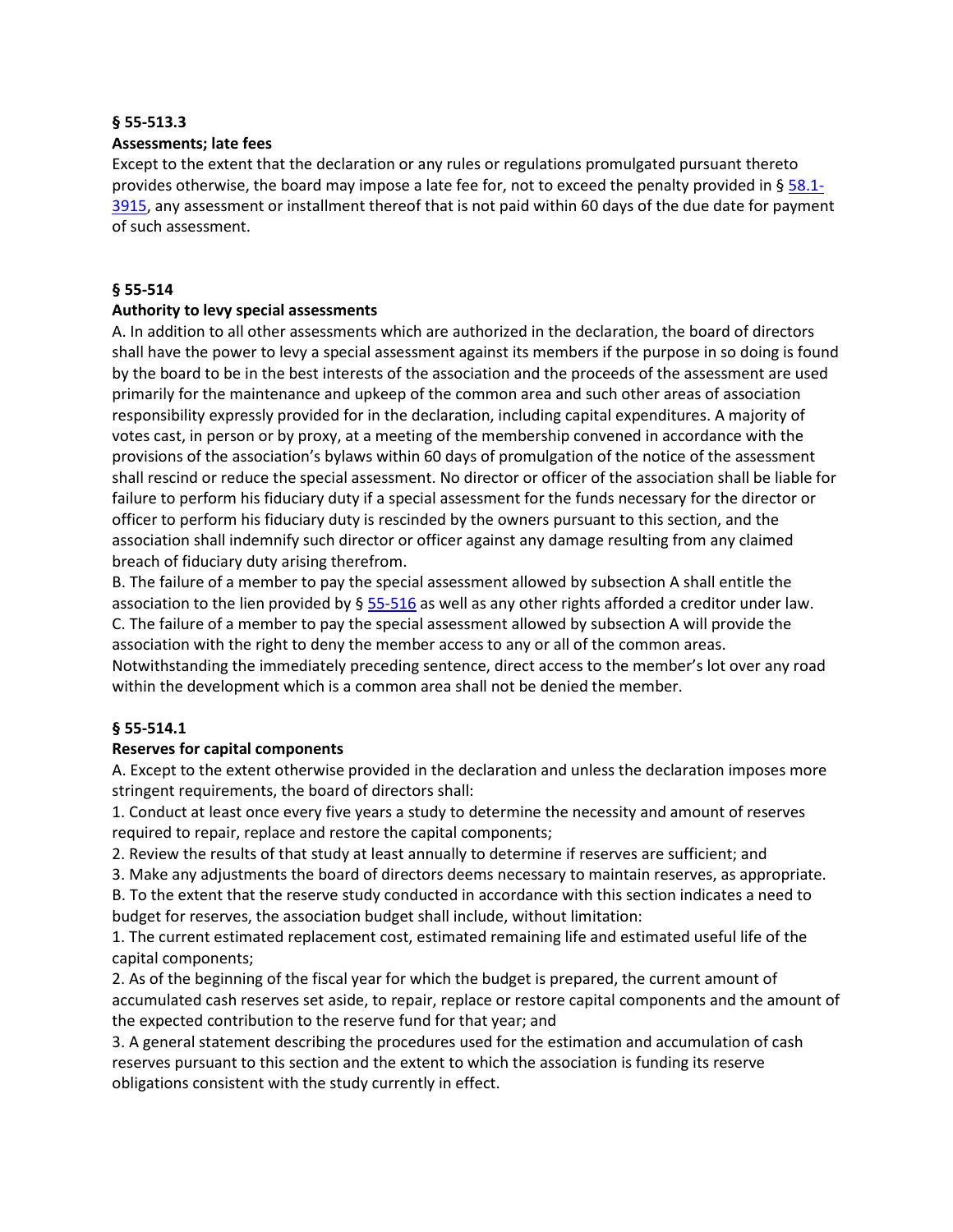**§ 55-513.3**

**Assessments; late fees**

Except to the extent that the declaration or any rules or regulations promulgated pursuant thereto provides otherwise, the board may impose a late fee for, not to exceed the penalty provided in § 58.1-3915, any assessment or installment thereof that is not paid within 60 days of the due date for payment of such assessment.

**§ 55-514**

**Authority to levy special assessments**

A. In addition to all other assessments which are authorized in the declaration, the board of directors shall have the power to levy a special assessment against its members if the purpose in so doing is found by the board to be in the best interests of the association and the proceeds of the assessment are used primarily for the maintenance and upkeep of the common area and such other areas of association responsibility expressly provided for in the declaration, including capital expenditures. A majority of votes cast, in person or by proxy, at a meeting of the membership convened in accordance with the provisions of the association's bylaws within 60 days of promulgation of the notice of the assessment shall rescind or reduce the special assessment. No director or officer of the association shall be liable for failure to perform his fiduciary duty if a special assessment for the funds necessary for the director or officer to perform his fiduciary duty is rescinded by the owners pursuant to this section, and the association shall indemnify such director or officer against any damage resulting from any claimed breach of fiduciary duty arising therefrom.

B. The failure of a member to pay the special assessment allowed by subsection A shall entitle the association to the lien provided by § 55-516 as well as any other rights afforded a creditor under law.

C. The failure of a member to pay the special assessment allowed by subsection A will provide the association with the right to deny the member access to any or all of the common areas. Notwithstanding the immediately preceding sentence, direct access to the member's lot over any road within the development which is a common area shall not be denied the member.

**§ 55-514.1**

**Reserves for capital components**

A. Except to the extent otherwise provided in the declaration and unless the declaration imposes more stringent requirements, the board of directors shall:

1. Conduct at least once every five years a study to determine the necessity and amount of reserves required to repair, replace and restore the capital components;
2. Review the results of that study at least annually to determine if reserves are sufficient; and
3. Make any adjustments the board of directors deems necessary to maintain reserves, as appropriate.

B. To the extent that the reserve study conducted in accordance with this section indicates a need to budget for reserves, the association budget shall include, without limitation:

1. The current estimated replacement cost, estimated remaining life and estimated useful life of the capital components;
2. As of the beginning of the fiscal year for which the budget is prepared, the current amount of accumulated cash reserves set aside, to repair, replace or restore capital components and the amount of the expected contribution to the reserve fund for that year; and
3. A general statement describing the procedures used for the estimation and accumulation of cash reserves pursuant to this section and the extent to which the association is funding its reserve obligations consistent with the study currently in effect.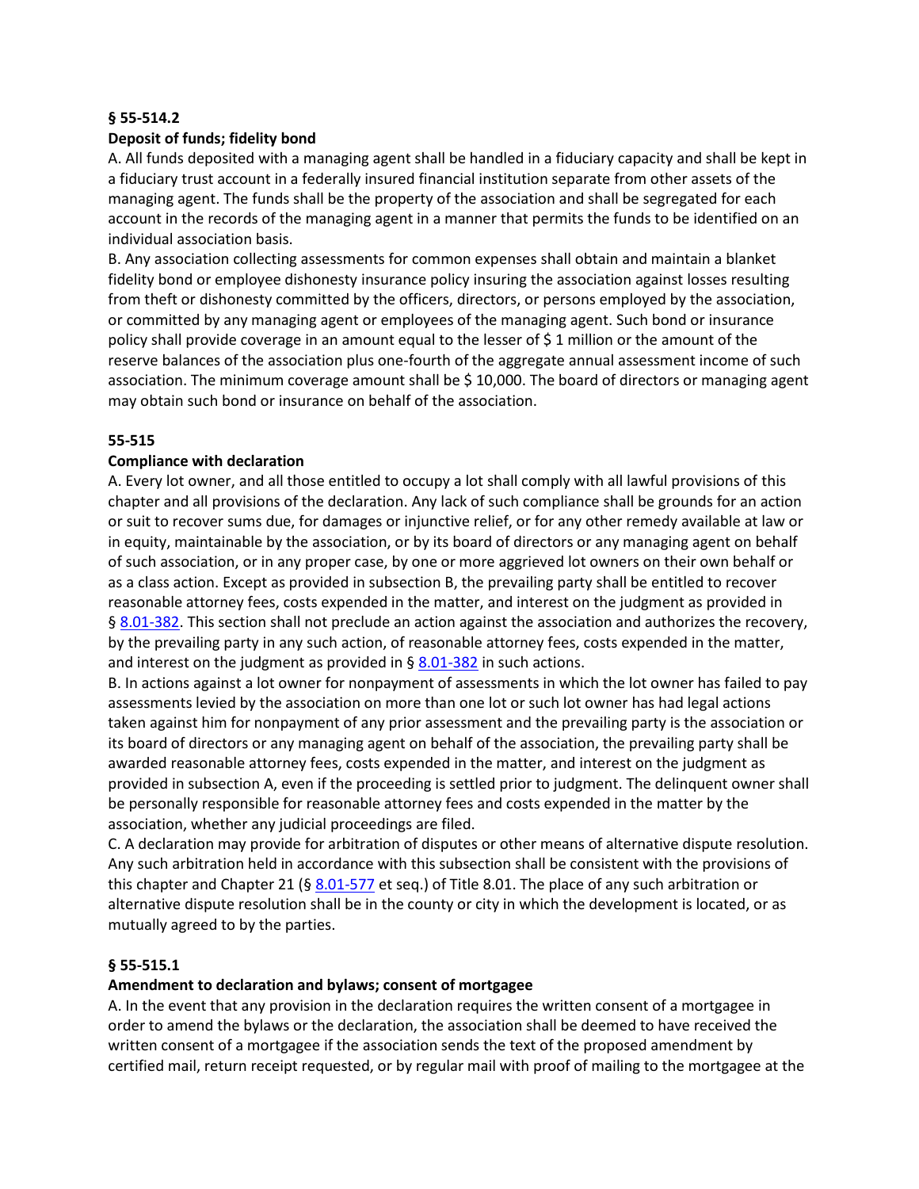**§ 55-514.2**

**Deposit of funds; fidelity bond**

A. All funds deposited with a managing agent shall be handled in a fiduciary capacity and shall be kept in a fiduciary trust account in a federally insured financial institution separate from other assets of the managing agent. The funds shall be the property of the association and shall be segregated for each account in the records of the managing agent in a manner that permits the funds to be identified on an individual association basis.

B. Any association collecting assessments for common expenses shall obtain and maintain a blanket fidelity bond or employee dishonesty insurance policy insuring the association against losses resulting from theft or dishonesty committed by the officers, directors, or persons employed by the association, or committed by any managing agent or employees of the managing agent. Such bond or insurance policy shall provide coverage in an amount equal to the lesser of $ 1 million or the amount of the reserve balances of the association plus one-fourth of the aggregate annual assessment income of such association. The minimum coverage amount shall be $ 10,000. The board of directors or managing agent may obtain such bond or insurance on behalf of the association.

**55-515**

**Compliance with declaration**

A. Every lot owner, and all those entitled to occupy a lot shall comply with all lawful provisions of this chapter and all provisions of the declaration. Any lack of such compliance shall be grounds for an action or suit to recover sums due, for damages or injunctive relief, or for any other remedy available at law or in equity, maintainable by the association, or by its board of directors or any managing agent on behalf of such association, or in any proper case, by one or more aggrieved lot owners on their own behalf or as a class action. Except as provided in subsection B, the prevailing party shall be entitled to recover reasonable attorney fees, costs expended in the matter, and interest on the judgment as provided in § 8.01-382. This section shall not preclude an action against the association and authorizes the recovery, by the prevailing party in any such action, of reasonable attorney fees, costs expended in the matter, and interest on the judgment as provided in § 8.01-382 in such actions.

B. In actions against a lot owner for nonpayment of assessments in which the lot owner has failed to pay assessments levied by the association on more than one lot or such lot owner has had legal actions taken against him for nonpayment of any prior assessment and the prevailing party is the association or its board of directors or any managing agent on behalf of the association, the prevailing party shall be awarded reasonable attorney fees, costs expended in the matter, and interest on the judgment as provided in subsection A, even if the proceeding is settled prior to judgment. The delinquent owner shall be personally responsible for reasonable attorney fees and costs expended in the matter by the association, whether any judicial proceedings are filed.

C. A declaration may provide for arbitration of disputes or other means of alternative dispute resolution. Any such arbitration held in accordance with this subsection shall be consistent with the provisions of this chapter and Chapter 21 (§ 8.01-577 et seq.) of Title 8.01. The place of any such arbitration or alternative dispute resolution shall be in the county or city in which the development is located, or as mutually agreed to by the parties.

**§ 55-515.1**

**Amendment to declaration and bylaws; consent of mortgagee**

A. In the event that any provision in the declaration requires the written consent of a mortgagee in order to amend the bylaws or the declaration, the association shall be deemed to have received the written consent of a mortgagee if the association sends the text of the proposed amendment by certified mail, return receipt requested, or by regular mail with proof of mailing to the mortgagee at the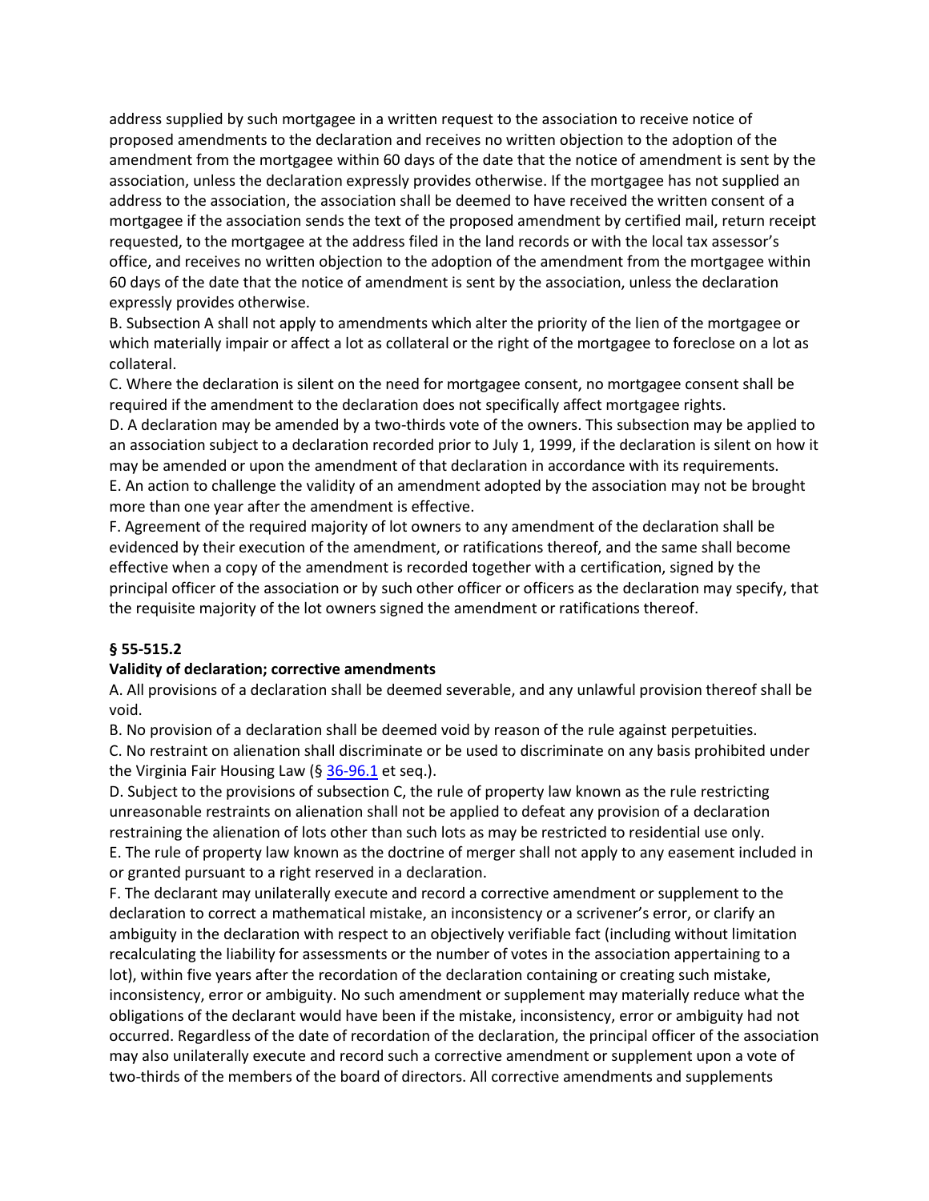address supplied by such mortgagee in a written request to the association to receive notice of proposed amendments to the declaration and receives no written objection to the adoption of the amendment from the mortgagee within 60 days of the date that the notice of amendment is sent by the association, unless the declaration expressly provides otherwise. If the mortgagee has not supplied an address to the association, the association shall be deemed to have received the written consent of a mortgagee if the association sends the text of the proposed amendment by certified mail, return receipt requested, to the mortgagee at the address filed in the land records or with the local tax assessor's office, and receives no written objection to the adoption of the amendment from the mortgagee within 60 days of the date that the notice of amendment is sent by the association, unless the declaration expressly provides otherwise.

B. Subsection A shall not apply to amendments which alter the priority of the lien of the mortgagee or which materially impair or affect a lot as collateral or the right of the mortgagee to foreclose on a lot as collateral.

C. Where the declaration is silent on the need for mortgagee consent, no mortgagee consent shall be required if the amendment to the declaration does not specifically affect mortgagee rights.

D. A declaration may be amended by a two-thirds vote of the owners. This subsection may be applied to an association subject to a declaration recorded prior to July 1, 1999, if the declaration is silent on how it may be amended or upon the amendment of that declaration in accordance with its requirements.

E. An action to challenge the validity of an amendment adopted by the association may not be brought more than one year after the amendment is effective.

F. Agreement of the required majority of lot owners to any amendment of the declaration shall be evidenced by their execution of the amendment, or ratifications thereof, and the same shall become effective when a copy of the amendment is recorded together with a certification, signed by the principal officer of the association or by such other officer or officers as the declaration may specify, that the requisite majority of the lot owners signed the amendment or ratifications thereof.

**§ 55-515.2**

**Validity of declaration; corrective amendments**

A. All provisions of a declaration shall be deemed severable, and any unlawful provision thereof shall be void.

B. No provision of a declaration shall be deemed void by reason of the rule against perpetuities.

C. No restraint on alienation shall discriminate or be used to discriminate on any basis prohibited under the Virginia Fair Housing Law (§ 36-96.1 et seq.).

D. Subject to the provisions of subsection C, the rule of property law known as the rule restricting unreasonable restraints on alienation shall not be applied to defeat any provision of a declaration restraining the alienation of lots other than such lots as may be restricted to residential use only.

E. The rule of property law known as the doctrine of merger shall not apply to any easement included in or granted pursuant to a right reserved in a declaration.

F. The declarant may unilaterally execute and record a corrective amendment or supplement to the declaration to correct a mathematical mistake, an inconsistency or a scrivener's error, or clarify an ambiguity in the declaration with respect to an objectively verifiable fact (including without limitation recalculating the liability for assessments or the number of votes in the association appertaining to a lot), within five years after the recordation of the declaration containing or creating such mistake, inconsistency, error or ambiguity. No such amendment or supplement may materially reduce what the obligations of the declarant would have been if the mistake, inconsistency, error or ambiguity had not occurred. Regardless of the date of recordation of the declaration, the principal officer of the association may also unilaterally execute and record such a corrective amendment or supplement upon a vote of two-thirds of the members of the board of directors. All corrective amendments and supplements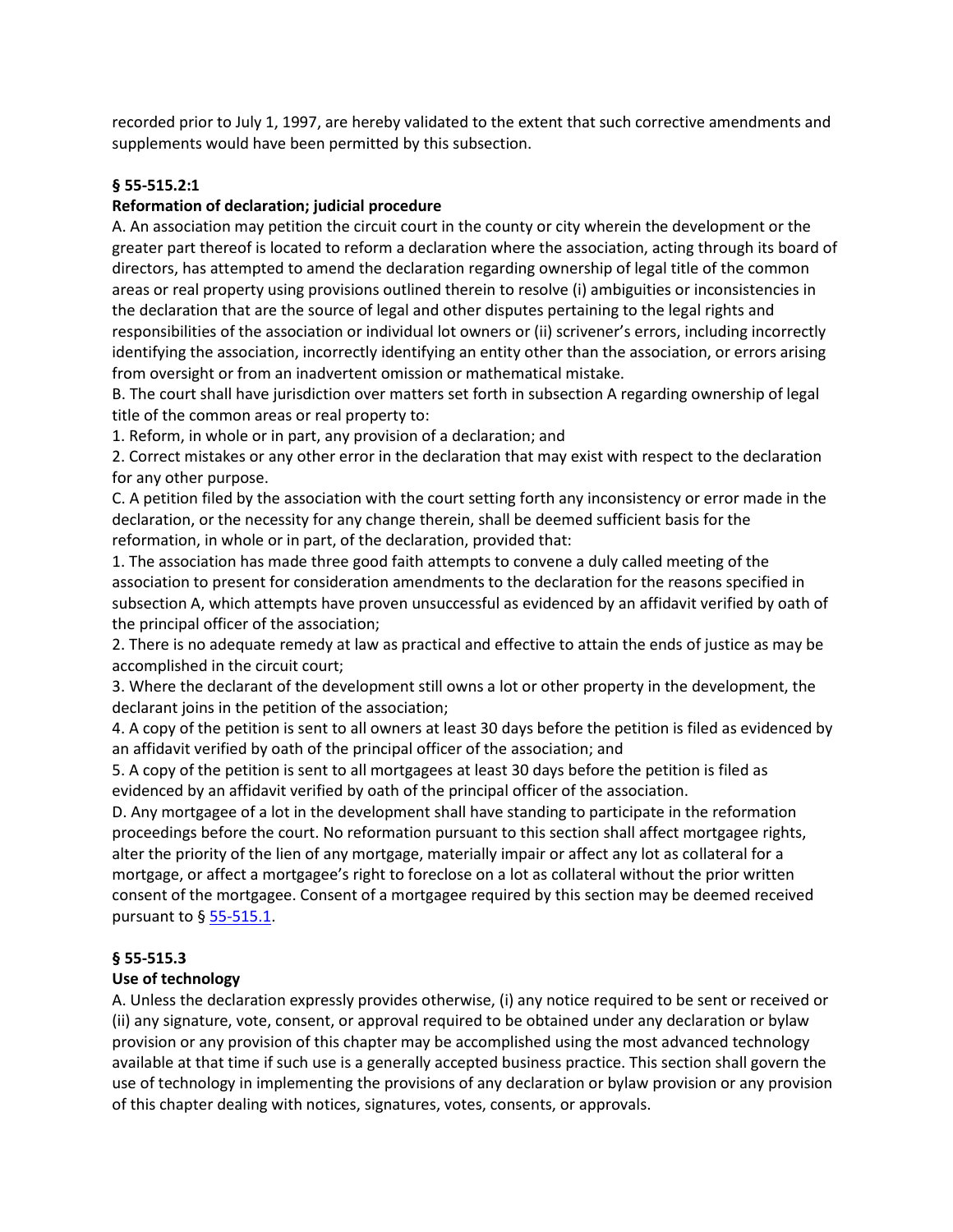recorded prior to July 1, 1997, are hereby validated to the extent that such corrective amendments and supplements would have been permitted by this subsection.

**§ 55-515.2:1**

**Reformation of declaration; judicial procedure**

A. An association may petition the circuit court in the county or city wherein the development or the greater part thereof is located to reform a declaration where the association, acting through its board of directors, has attempted to amend the declaration regarding ownership of legal title of the common areas or real property using provisions outlined therein to resolve (i) ambiguities or inconsistencies in the declaration that are the source of legal and other disputes pertaining to the legal rights and responsibilities of the association or individual lot owners or (ii) scrivener's errors, including incorrectly identifying the association, incorrectly identifying an entity other than the association, or errors arising from oversight or from an inadvertent omission or mathematical mistake.

B. The court shall have jurisdiction over matters set forth in subsection A regarding ownership of legal title of the common areas or real property to:

1. Reform, in whole or in part, any provision of a declaration; and

2. Correct mistakes or any other error in the declaration that may exist with respect to the declaration for any other purpose.

C. A petition filed by the association with the court setting forth any inconsistency or error made in the declaration, or the necessity for any change therein, shall be deemed sufficient basis for the reformation, in whole or in part, of the declaration, provided that:

1. The association has made three good faith attempts to convene a duly called meeting of the association to present for consideration amendments to the declaration for the reasons specified in subsection A, which attempts have proven unsuccessful as evidenced by an affidavit verified by oath of the principal officer of the association;

2. There is no adequate remedy at law as practical and effective to attain the ends of justice as may be accomplished in the circuit court;

3. Where the declarant of the development still owns a lot or other property in the development, the declarant joins in the petition of the association;

4. A copy of the petition is sent to all owners at least 30 days before the petition is filed as evidenced by an affidavit verified by oath of the principal officer of the association; and

5. A copy of the petition is sent to all mortgagees at least 30 days before the petition is filed as evidenced by an affidavit verified by oath of the principal officer of the association.

D. Any mortgagee of a lot in the development shall have standing to participate in the reformation proceedings before the court. No reformation pursuant to this section shall affect mortgagee rights, alter the priority of the lien of any mortgage, materially impair or affect any lot as collateral for a mortgage, or affect a mortgagee's right to foreclose on a lot as collateral without the prior written consent of the mortgagee. Consent of a mortgagee required by this section may be deemed received pursuant to § 55-515.1.

**§ 55-515.3**

**Use of technology**

A. Unless the declaration expressly provides otherwise, (i) any notice required to be sent or received or (ii) any signature, vote, consent, or approval required to be obtained under any declaration or bylaw provision or any provision of this chapter may be accomplished using the most advanced technology available at that time if such use is a generally accepted business practice. This section shall govern the use of technology in implementing the provisions of any declaration or bylaw provision or any provision of this chapter dealing with notices, signatures, votes, consents, or approvals.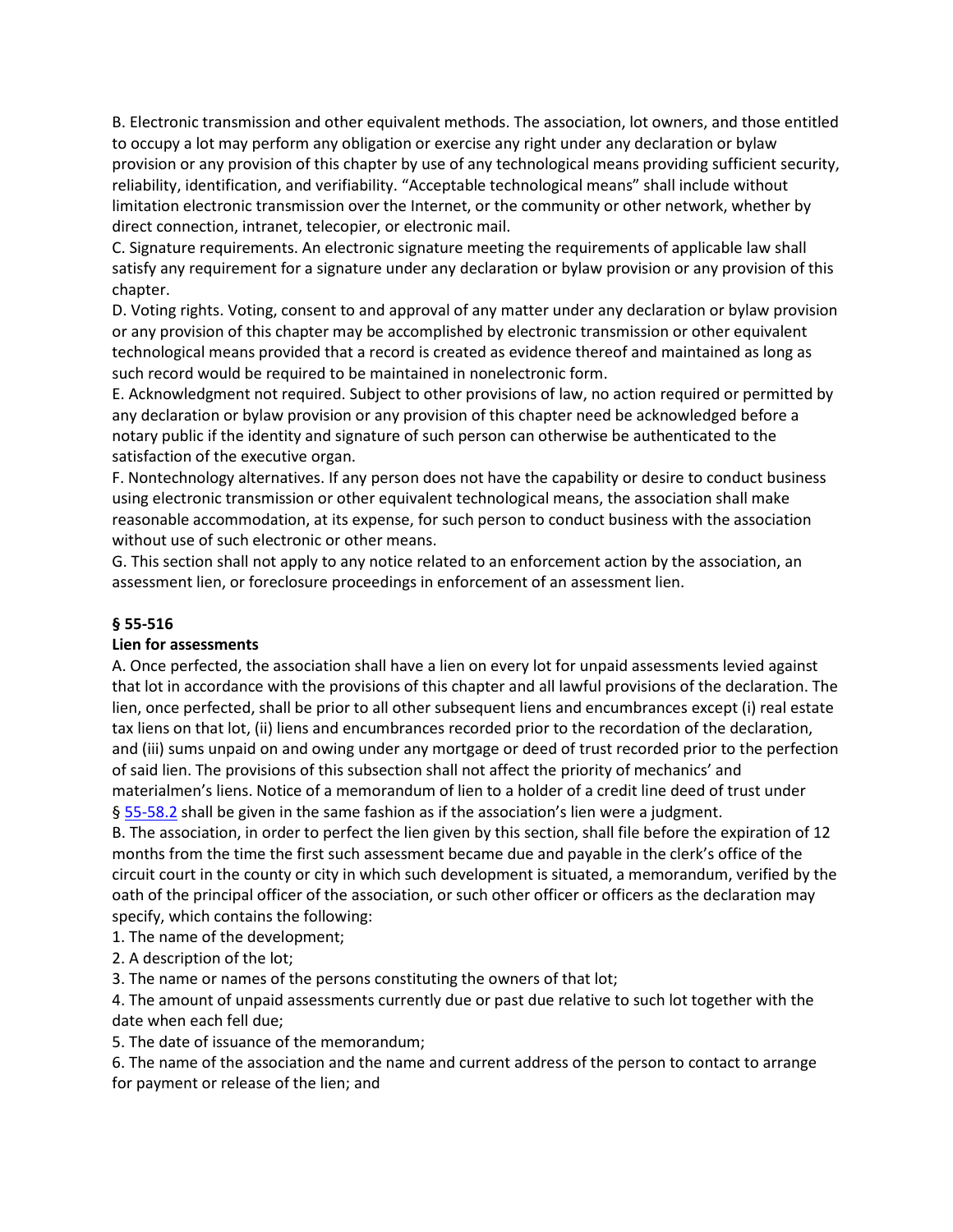B. Electronic transmission and other equivalent methods. The association, lot owners, and those entitled to occupy a lot may perform any obligation or exercise any right under any declaration or bylaw provision or any provision of this chapter by use of any technological means providing sufficient security, reliability, identification, and verifiability. "Acceptable technological means" shall include without limitation electronic transmission over the Internet, or the community or other network, whether by direct connection, intranet, telecopier, or electronic mail.

C. Signature requirements. An electronic signature meeting the requirements of applicable law shall satisfy any requirement for a signature under any declaration or bylaw provision or any provision of this chapter.

D. Voting rights. Voting, consent to and approval of any matter under any declaration or bylaw provision or any provision of this chapter may be accomplished by electronic transmission or other equivalent technological means provided that a record is created as evidence thereof and maintained as long as such record would be required to be maintained in nonelectronic form.

E. Acknowledgment not required. Subject to other provisions of law, no action required or permitted by any declaration or bylaw provision or any provision of this chapter need be acknowledged before a notary public if the identity and signature of such person can otherwise be authenticated to the satisfaction of the executive organ.

F. Nontechnology alternatives. If any person does not have the capability or desire to conduct business using electronic transmission or other equivalent technological means, the association shall make reasonable accommodation, at its expense, for such person to conduct business with the association without use of such electronic or other means.

G. This section shall not apply to any notice related to an enforcement action by the association, an assessment lien, or foreclosure proceedings in enforcement of an assessment lien.

**§ 55-516**

**Lien for assessments**

A. Once perfected, the association shall have a lien on every lot for unpaid assessments levied against that lot in accordance with the provisions of this chapter and all lawful provisions of the declaration. The lien, once perfected, shall be prior to all other subsequent liens and encumbrances except (i) real estate tax liens on that lot, (ii) liens and encumbrances recorded prior to the recordation of the declaration, and (iii) sums unpaid on and owing under any mortgage or deed of trust recorded prior to the perfection of said lien. The provisions of this subsection shall not affect the priority of mechanics' and materialmen's liens. Notice of a memorandum of lien to a holder of a credit line deed of trust under § 55-58.2 shall be given in the same fashion as if the association's lien were a judgment.

B. The association, in order to perfect the lien given by this section, shall file before the expiration of 12 months from the time the first such assessment became due and payable in the clerk's office of the circuit court in the county or city in which such development is situated, a memorandum, verified by the oath of the principal officer of the association, or such other officer or officers as the declaration may specify, which contains the following:

1. The name of the development;
2. A description of the lot;
3. The name or names of the persons constituting the owners of that lot;
4. The amount of unpaid assessments currently due or past due relative to such lot together with the date when each fell due;
5. The date of issuance of the memorandum;
6. The name of the association and the name and current address of the person to contact to arrange for payment or release of the lien; and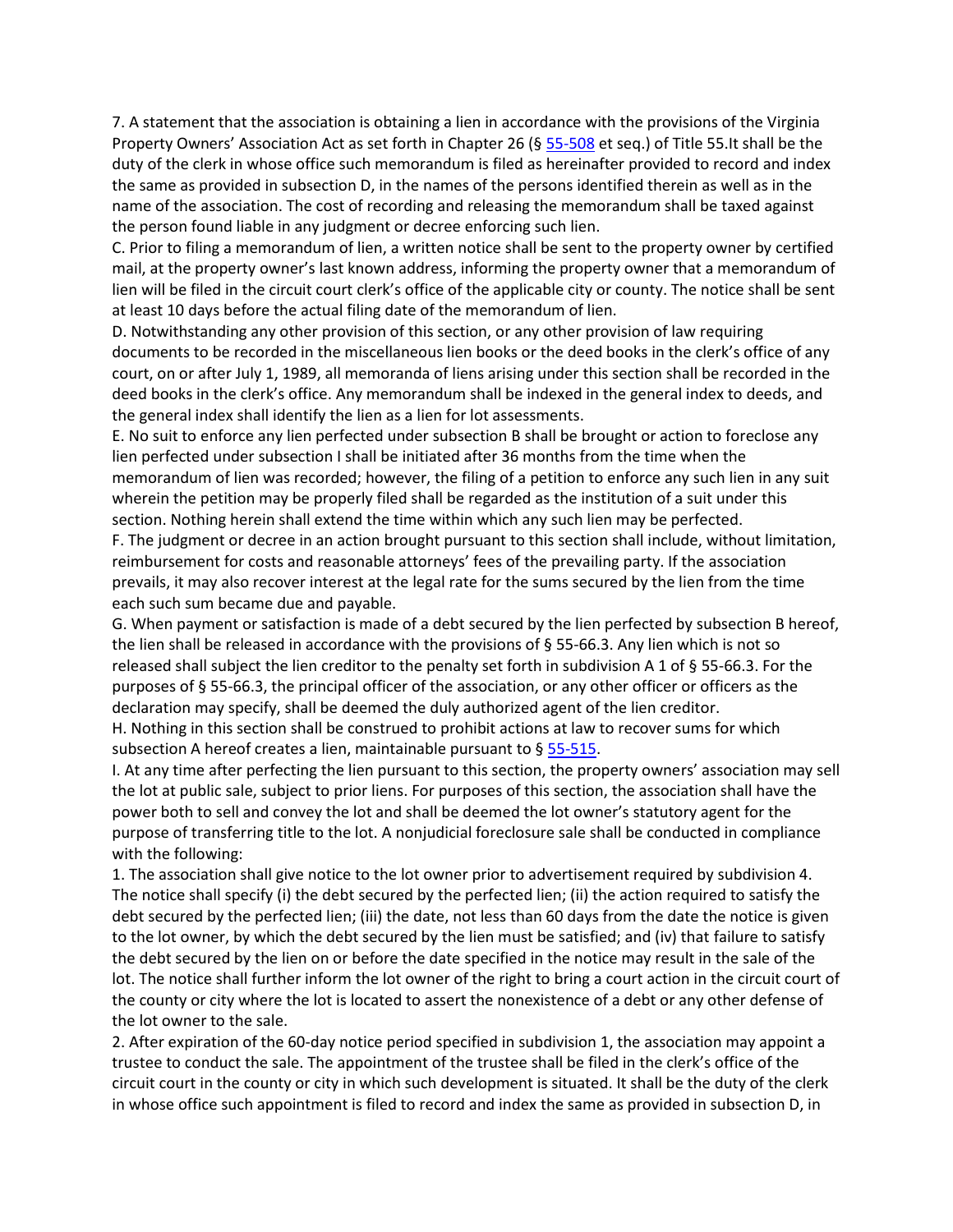7. A statement that the association is obtaining a lien in accordance with the provisions of the Virginia Property Owners' Association Act as set forth in Chapter 26 (§ 55-508 et seq.) of Title 55.It shall be the duty of the clerk in whose office such memorandum is filed as hereinafter provided to record and index the same as provided in subsection D, in the names of the persons identified therein as well as in the name of the association. The cost of recording and releasing the memorandum shall be taxed against the person found liable in any judgment or decree enforcing such lien.

C. Prior to filing a memorandum of lien, a written notice shall be sent to the property owner by certified mail, at the property owner's last known address, informing the property owner that a memorandum of lien will be filed in the circuit court clerk's office of the applicable city or county. The notice shall be sent at least 10 days before the actual filing date of the memorandum of lien.

D. Notwithstanding any other provision of this section, or any other provision of law requiring documents to be recorded in the miscellaneous lien books or the deed books in the clerk's office of any court, on or after July 1, 1989, all memoranda of liens arising under this section shall be recorded in the deed books in the clerk's office. Any memorandum shall be indexed in the general index to deeds, and the general index shall identify the lien as a lien for lot assessments.

E. No suit to enforce any lien perfected under subsection B shall be brought or action to foreclose any lien perfected under subsection I shall be initiated after 36 months from the time when the memorandum of lien was recorded; however, the filing of a petition to enforce any such lien in any suit wherein the petition may be properly filed shall be regarded as the institution of a suit under this section. Nothing herein shall extend the time within which any such lien may be perfected.

F. The judgment or decree in an action brought pursuant to this section shall include, without limitation, reimbursement for costs and reasonable attorneys' fees of the prevailing party. If the association prevails, it may also recover interest at the legal rate for the sums secured by the lien from the time each such sum became due and payable.

G. When payment or satisfaction is made of a debt secured by the lien perfected by subsection B hereof, the lien shall be released in accordance with the provisions of § 55-66.3. Any lien which is not so released shall subject the lien creditor to the penalty set forth in subdivision A 1 of § 55-66.3. For the purposes of § 55-66.3, the principal officer of the association, or any other officer or officers as the declaration may specify, shall be deemed the duly authorized agent of the lien creditor.

H. Nothing in this section shall be construed to prohibit actions at law to recover sums for which subsection A hereof creates a lien, maintainable pursuant to § 55-515.

I. At any time after perfecting the lien pursuant to this section, the property owners' association may sell the lot at public sale, subject to prior liens. For purposes of this section, the association shall have the power both to sell and convey the lot and shall be deemed the lot owner's statutory agent for the purpose of transferring title to the lot. A nonjudicial foreclosure sale shall be conducted in compliance with the following:

1. The association shall give notice to the lot owner prior to advertisement required by subdivision 4. The notice shall specify (i) the debt secured by the perfected lien; (ii) the action required to satisfy the debt secured by the perfected lien; (iii) the date, not less than 60 days from the date the notice is given to the lot owner, by which the debt secured by the lien must be satisfied; and (iv) that failure to satisfy the debt secured by the lien on or before the date specified in the notice may result in the sale of the lot. The notice shall further inform the lot owner of the right to bring a court action in the circuit court of the county or city where the lot is located to assert the nonexistence of a debt or any other defense of the lot owner to the sale.

2. After expiration of the 60-day notice period specified in subdivision 1, the association may appoint a trustee to conduct the sale. The appointment of the trustee shall be filed in the clerk's office of the circuit court in the county or city in which such development is situated. It shall be the duty of the clerk in whose office such appointment is filed to record and index the same as provided in subsection D, in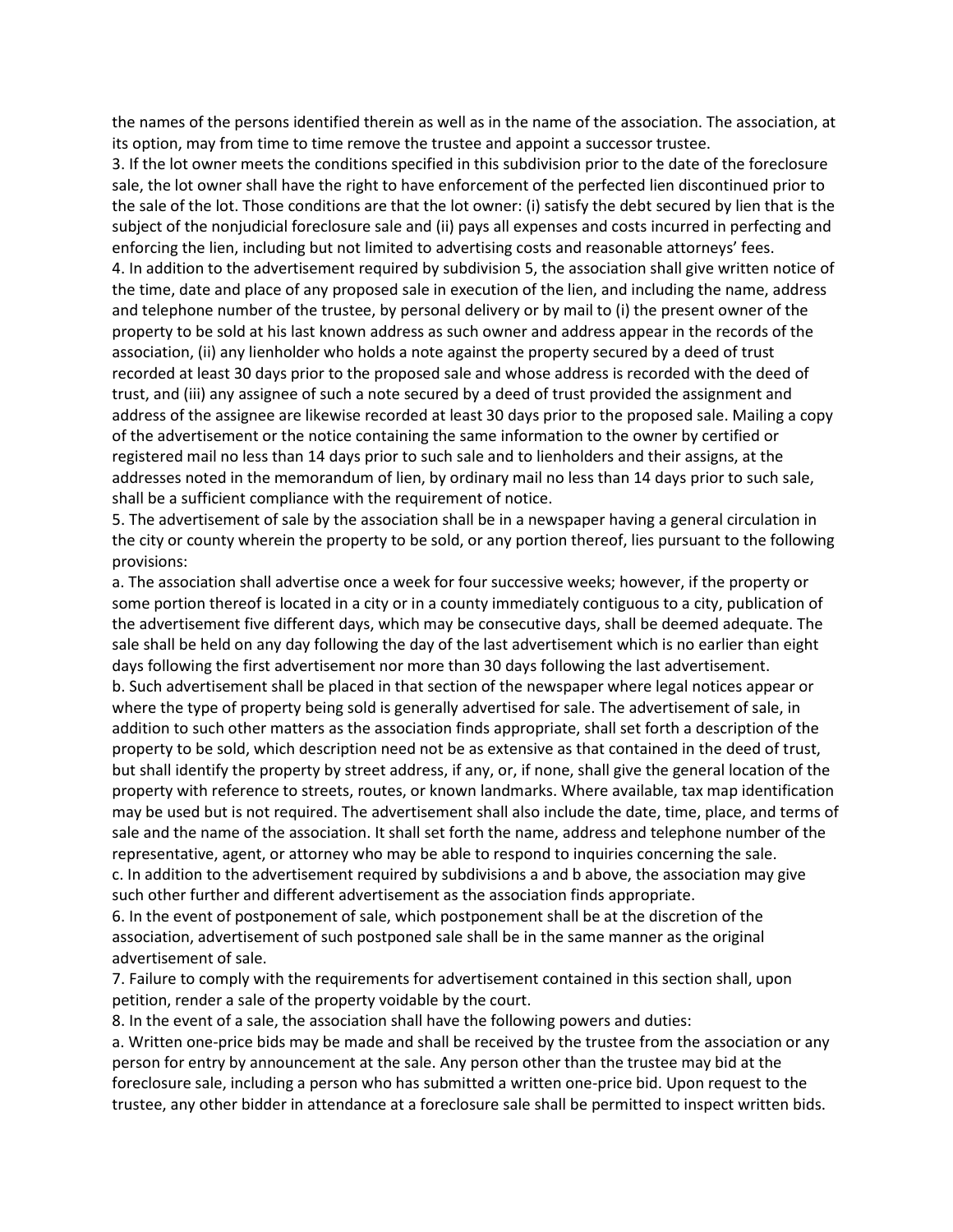the names of the persons identified therein as well as in the name of the association. The association, at its option, may from time to time remove the trustee and appoint a successor trustee.

3. If the lot owner meets the conditions specified in this subdivision prior to the date of the foreclosure sale, the lot owner shall have the right to have enforcement of the perfected lien discontinued prior to the sale of the lot. Those conditions are that the lot owner: (i) satisfy the debt secured by lien that is the subject of the nonjudicial foreclosure sale and (ii) pays all expenses and costs incurred in perfecting and enforcing the lien, including but not limited to advertising costs and reasonable attorneys' fees.

4. In addition to the advertisement required by subdivision 5, the association shall give written notice of the time, date and place of any proposed sale in execution of the lien, and including the name, address and telephone number of the trustee, by personal delivery or by mail to (i) the present owner of the property to be sold at his last known address as such owner and address appear in the records of the association, (ii) any lienholder who holds a note against the property secured by a deed of trust recorded at least 30 days prior to the proposed sale and whose address is recorded with the deed of trust, and (iii) any assignee of such a note secured by a deed of trust provided the assignment and address of the assignee are likewise recorded at least 30 days prior to the proposed sale. Mailing a copy of the advertisement or the notice containing the same information to the owner by certified or registered mail no less than 14 days prior to such sale and to lienholders and their assigns, at the addresses noted in the memorandum of lien, by ordinary mail no less than 14 days prior to such sale, shall be a sufficient compliance with the requirement of notice.

5. The advertisement of sale by the association shall be in a newspaper having a general circulation in the city or county wherein the property to be sold, or any portion thereof, lies pursuant to the following provisions:

a. The association shall advertise once a week for four successive weeks; however, if the property or some portion thereof is located in a city or in a county immediately contiguous to a city, publication of the advertisement five different days, which may be consecutive days, shall be deemed adequate. The sale shall be held on any day following the day of the last advertisement which is no earlier than eight days following the first advertisement nor more than 30 days following the last advertisement.

b. Such advertisement shall be placed in that section of the newspaper where legal notices appear or where the type of property being sold is generally advertised for sale. The advertisement of sale, in addition to such other matters as the association finds appropriate, shall set forth a description of the property to be sold, which description need not be as extensive as that contained in the deed of trust, but shall identify the property by street address, if any, or, if none, shall give the general location of the property with reference to streets, routes, or known landmarks. Where available, tax map identification may be used but is not required. The advertisement shall also include the date, time, place, and terms of sale and the name of the association. It shall set forth the name, address and telephone number of the representative, agent, or attorney who may be able to respond to inquiries concerning the sale.

c. In addition to the advertisement required by subdivisions a and b above, the association may give such other further and different advertisement as the association finds appropriate.

6. In the event of postponement of sale, which postponement shall be at the discretion of the association, advertisement of such postponed sale shall be in the same manner as the original advertisement of sale.

7. Failure to comply with the requirements for advertisement contained in this section shall, upon petition, render a sale of the property voidable by the court.

8. In the event of a sale, the association shall have the following powers and duties:

a. Written one-price bids may be made and shall be received by the trustee from the association or any person for entry by announcement at the sale. Any person other than the trustee may bid at the foreclosure sale, including a person who has submitted a written one-price bid. Upon request to the trustee, any other bidder in attendance at a foreclosure sale shall be permitted to inspect written bids.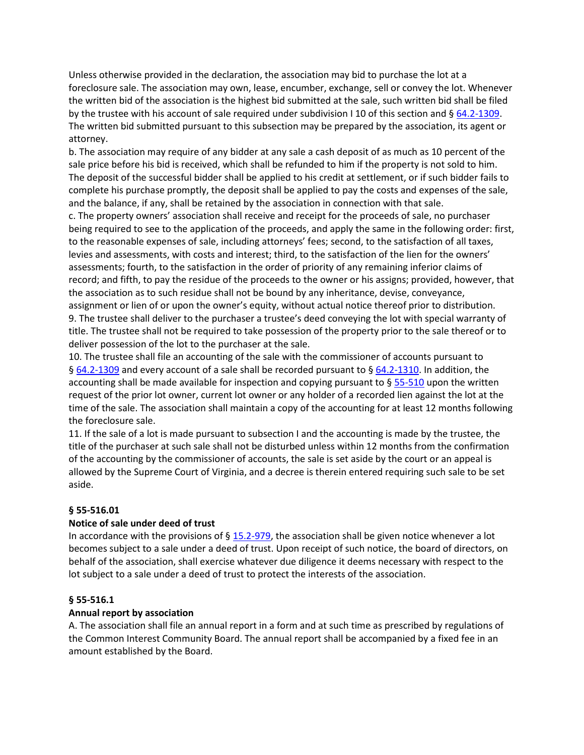Unless otherwise provided in the declaration, the association may bid to purchase the lot at a foreclosure sale. The association may own, lease, encumber, exchange, sell or convey the lot. Whenever the written bid of the association is the highest bid submitted at the sale, such written bid shall be filed by the trustee with his account of sale required under subdivision I 10 of this section and § 64.2-1309. The written bid submitted pursuant to this subsection may be prepared by the association, its agent or attorney.

b. The association may require of any bidder at any sale a cash deposit of as much as 10 percent of the sale price before his bid is received, which shall be refunded to him if the property is not sold to him. The deposit of the successful bidder shall be applied to his credit at settlement, or if such bidder fails to complete his purchase promptly, the deposit shall be applied to pay the costs and expenses of the sale, and the balance, if any, shall be retained by the association in connection with that sale.

c. The property owners' association shall receive and receipt for the proceeds of sale, no purchaser being required to see to the application of the proceeds, and apply the same in the following order: first, to the reasonable expenses of sale, including attorneys' fees; second, to the satisfaction of all taxes, levies and assessments, with costs and interest; third, to the satisfaction of the lien for the owners' assessments; fourth, to the satisfaction in the order of priority of any remaining inferior claims of record; and fifth, to pay the residue of the proceeds to the owner or his assigns; provided, however, that the association as to such residue shall not be bound by any inheritance, devise, conveyance, assignment or lien of or upon the owner's equity, without actual notice thereof prior to distribution.

9. The trustee shall deliver to the purchaser a trustee's deed conveying the lot with special warranty of title. The trustee shall not be required to take possession of the property prior to the sale thereof or to deliver possession of the lot to the purchaser at the sale.

10. The trustee shall file an accounting of the sale with the commissioner of accounts pursuant to § 64.2-1309 and every account of a sale shall be recorded pursuant to § 64.2-1310. In addition, the accounting shall be made available for inspection and copying pursuant to § 55-510 upon the written request of the prior lot owner, current lot owner or any holder of a recorded lien against the lot at the time of the sale. The association shall maintain a copy of the accounting for at least 12 months following the foreclosure sale.

11. If the sale of a lot is made pursuant to subsection I and the accounting is made by the trustee, the title of the purchaser at such sale shall not be disturbed unless within 12 months from the confirmation of the accounting by the commissioner of accounts, the sale is set aside by the court or an appeal is allowed by the Supreme Court of Virginia, and a decree is therein entered requiring such sale to be set aside.

**§ 55-516.01**

**Notice of sale under deed of trust**

In accordance with the provisions of § 15.2-979, the association shall be given notice whenever a lot becomes subject to a sale under a deed of trust. Upon receipt of such notice, the board of directors, on behalf of the association, shall exercise whatever due diligence it deems necessary with respect to the lot subject to a sale under a deed of trust to protect the interests of the association.

**§ 55-516.1**

**Annual report by association**

A. The association shall file an annual report in a form and at such time as prescribed by regulations of the Common Interest Community Board. The annual report shall be accompanied by a fixed fee in an amount established by the Board.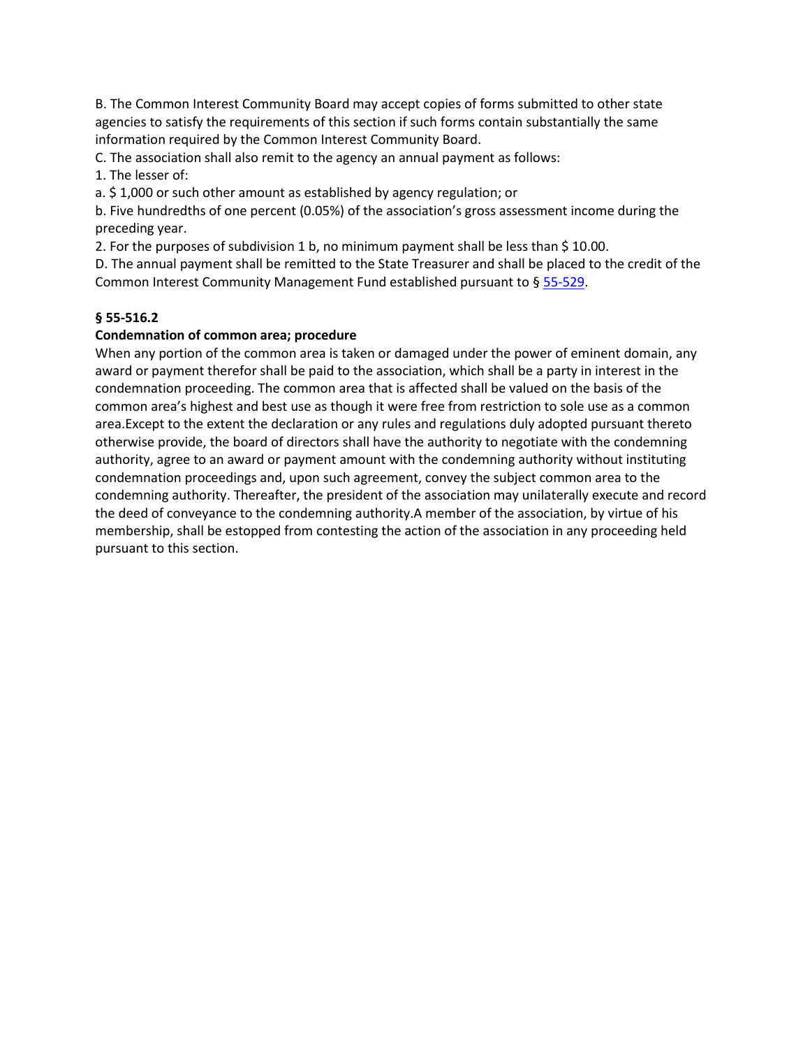B. The Common Interest Community Board may accept copies of forms submitted to other state agencies to satisfy the requirements of this section if such forms contain substantially the same information required by the Common Interest Community Board.

C. The association shall also remit to the agency an annual payment as follows:

1. The lesser of:

a. $ 1,000 or such other amount as established by agency regulation; or

b. Five hundredths of one percent (0.05%) of the association's gross assessment income during the preceding year.

2. For the purposes of subdivision 1 b, no minimum payment shall be less than $ 10.00.

D. The annual payment shall be remitted to the State Treasurer and shall be placed to the credit of the Common Interest Community Management Fund established pursuant to § 55-529.

**§ 55-516.2**

**Condemnation of common area; procedure**

When any portion of the common area is taken or damaged under the power of eminent domain, any award or payment therefor shall be paid to the association, which shall be a party in interest in the condemnation proceeding. The common area that is affected shall be valued on the basis of the common area's highest and best use as though it were free from restriction to sole use as a common area.Except to the extent the declaration or any rules and regulations duly adopted pursuant thereto otherwise provide, the board of directors shall have the authority to negotiate with the condemning authority, agree to an award or payment amount with the condemning authority without instituting condemnation proceedings and, upon such agreement, convey the subject common area to the condemning authority. Thereafter, the president of the association may unilaterally execute and record the deed of conveyance to the condemning authority.A member of the association, by virtue of his membership, shall be estopped from contesting the action of the association in any proceeding held pursuant to this section.